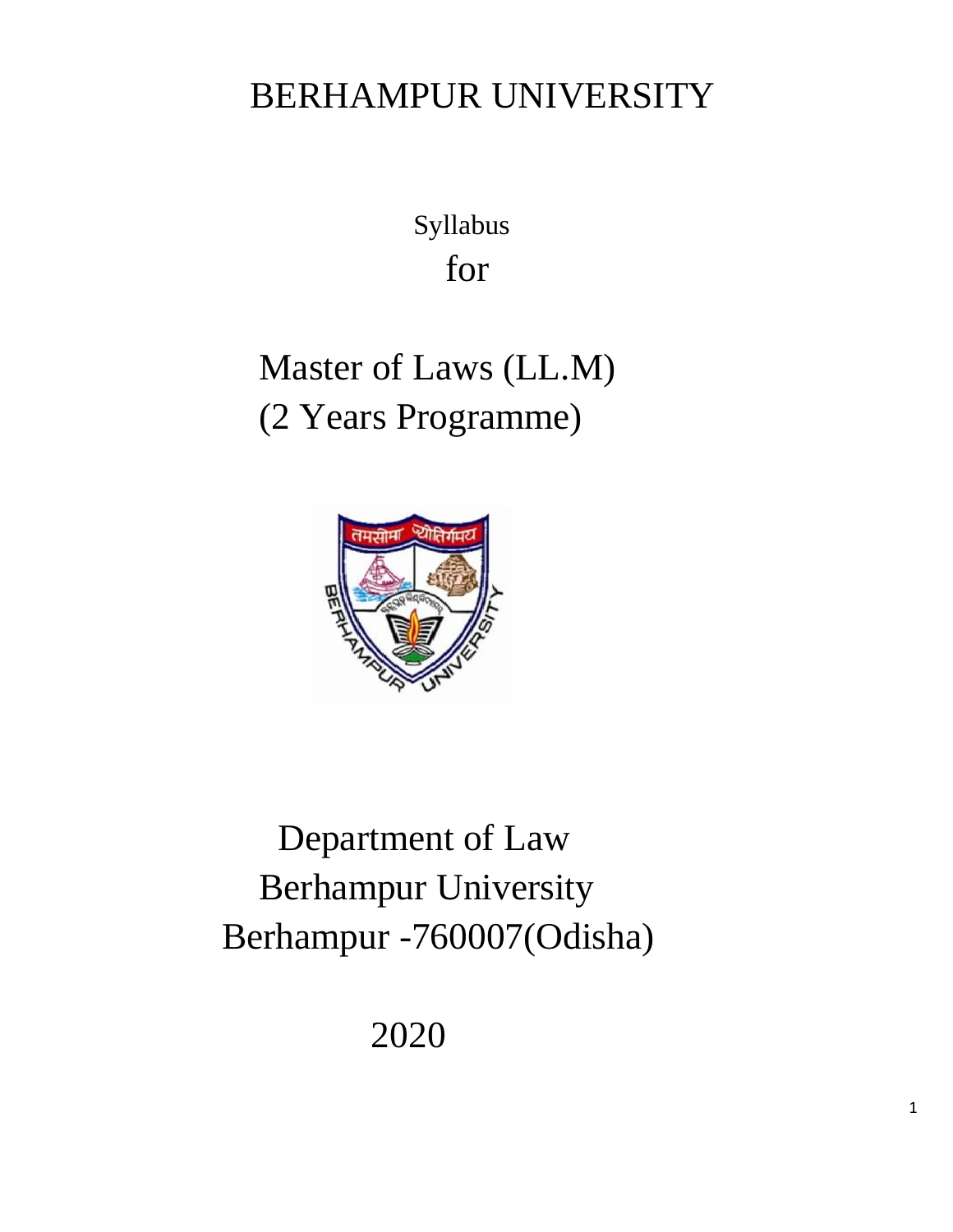# BERHAMPUR UNIVERSITY

Syllabus

for

## Master of Laws (LL.M)
## (2 Years Programme)

Department of Law
Berhampur University
Berhampur -760007(Odisha)

2020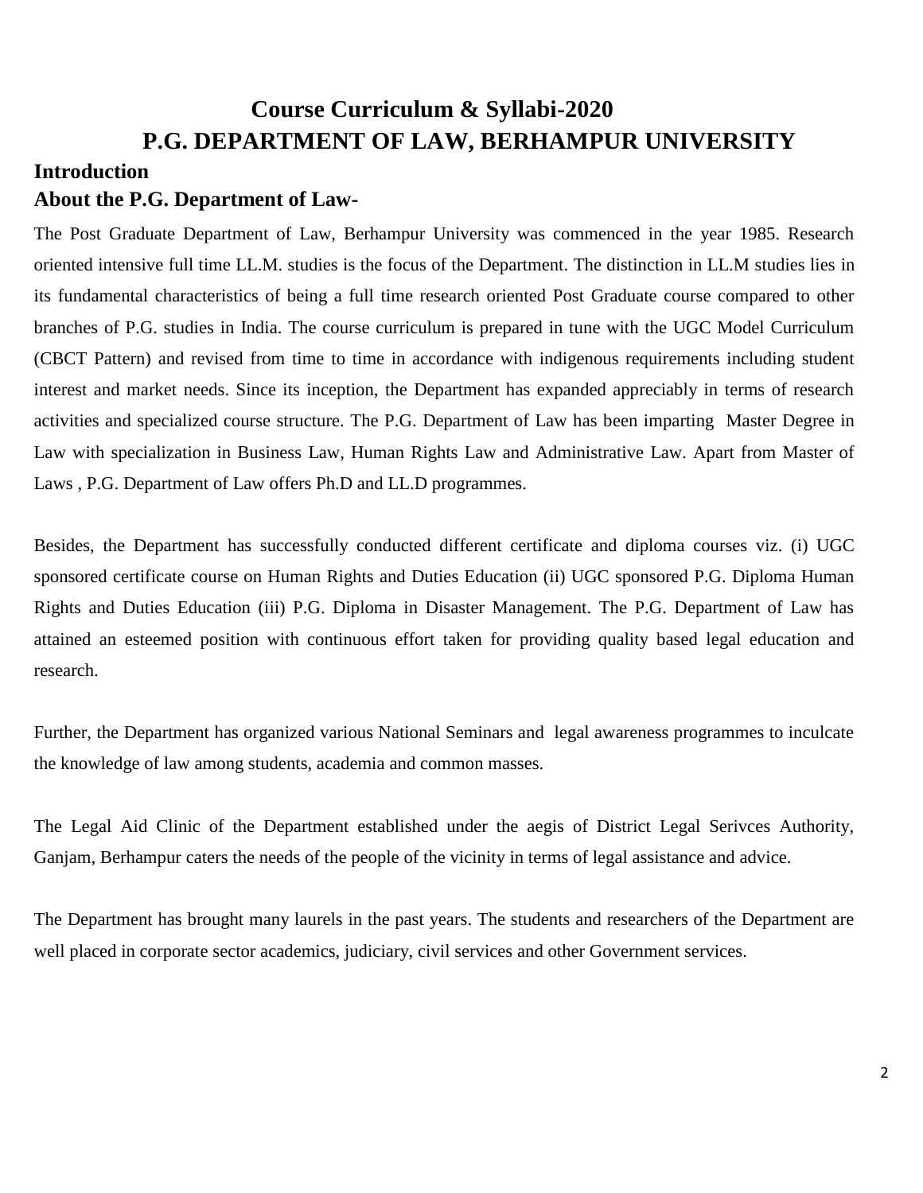# Course Curriculum & Syllabi-2020

# P.G. DEPARTMENT OF LAW, BERHAMPUR UNIVERSITY

## Introduction

### About the P.G. Department of Law-

The Post Graduate Department of Law, Berhampur University was commenced in the year 1985. Research oriented intensive full time LL.M. studies is the focus of the Department. The distinction in LL.M studies lies in its fundamental characteristics of being a full time research oriented Post Graduate course compared to other branches of P.G. studies in India. The course curriculum is prepared in tune with the UGC Model Curriculum (CBCT Pattern) and revised from time to time in accordance with indigenous requirements including student interest and market needs. Since its inception, the Department has expanded appreciably in terms of research activities and specialized course structure. The P.G. Department of Law has been imparting Master Degree in Law with specialization in Business Law, Human Rights Law and Administrative Law. Apart from Master of Laws , P.G. Department of Law offers Ph.D and LL.D programmes.

Besides, the Department has successfully conducted different certificate and diploma courses viz. (i) UGC sponsored certificate course on Human Rights and Duties Education (ii) UGC sponsored P.G. Diploma Human Rights and Duties Education (iii) P.G. Diploma in Disaster Management. The P.G. Department of Law has attained an esteemed position with continuous effort taken for providing quality based legal education and research.

Further, the Department has organized various National Seminars and legal awareness programmes to inculcate the knowledge of law among students, academia and common masses.

The Legal Aid Clinic of the Department established under the aegis of District Legal Serivces Authority, Ganjam, Berhampur caters the needs of the people of the vicinity in terms of legal assistance and advice.

The Department has brought many laurels in the past years. The students and researchers of the Department are well placed in corporate sector academics, judiciary, civil services and other Government services.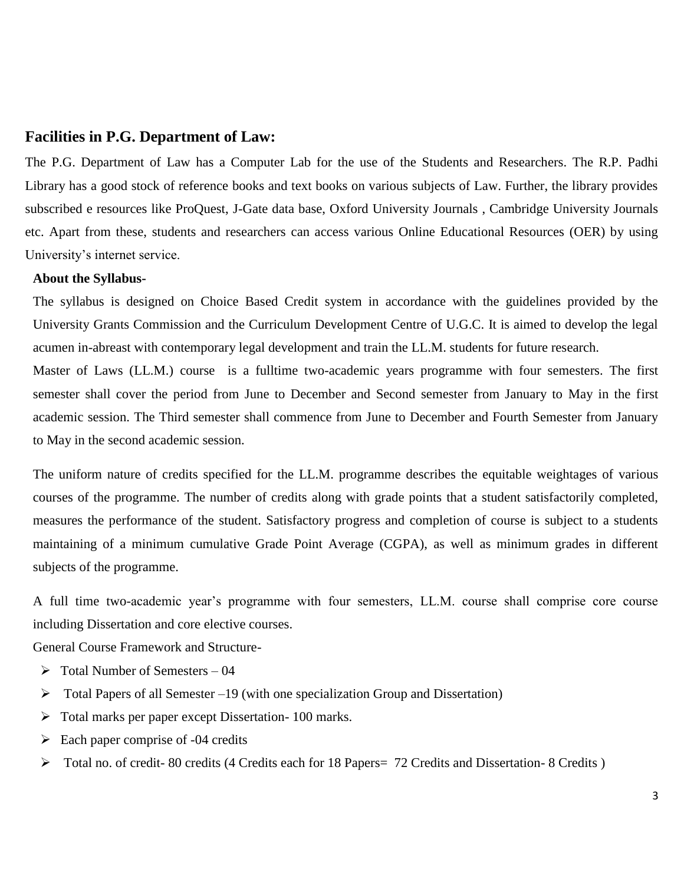## Facilities in P.G. Department of Law:

The P.G. Department of Law has a Computer Lab for the use of the Students and Researchers. The R.P. Padhi Library has a good stock of reference books and text books on various subjects of Law. Further, the library provides subscribed e resources like ProQuest, J-Gate data base, Oxford University Journals , Cambridge University Journals etc. Apart from these, students and researchers can access various Online Educational Resources (OER) by using University's internet service.

**About the Syllabus-**

The syllabus is designed on Choice Based Credit system in accordance with the guidelines provided by the University Grants Commission and the Curriculum Development Centre of U.G.C. It is aimed to develop the legal acumen in-abreast with contemporary legal development and train the LL.M. students for future research.

Master of Laws (LL.M.) course is a fulltime two-academic years programme with four semesters. The first semester shall cover the period from June to December and Second semester from January to May in the first academic session. The Third semester shall commence from June to December and Fourth Semester from January to May in the second academic session.

The uniform nature of credits specified for the LL.M. programme describes the equitable weightages of various courses of the programme. The number of credits along with grade points that a student satisfactorily completed, measures the performance of the student. Satisfactory progress and completion of course is subject to a students maintaining of a minimum cumulative Grade Point Average (CGPA), as well as minimum grades in different subjects of the programme.

A full time two-academic year's programme with four semesters, LL.M. course shall comprise core course including Dissertation and core elective courses.

General Course Framework and Structure-

- Total Number of Semesters – 04
- Total Papers of all Semester –19 (with one specialization Group and Dissertation)
- Total marks per paper except Dissertation- 100 marks.
- Each paper comprise of -04 credits
- Total no. of credit- 80 credits (4 Credits each for 18 Papers= 72 Credits and Dissertation- 8 Credits )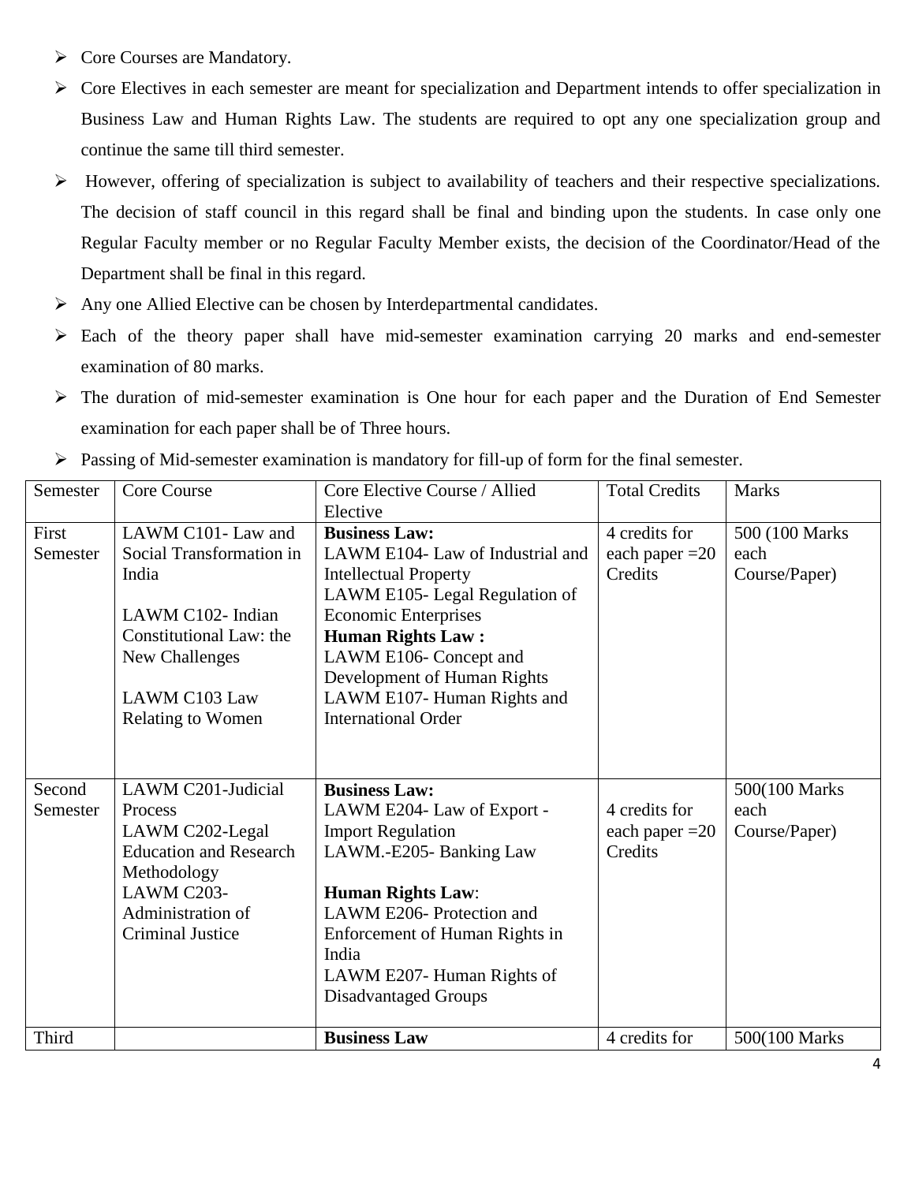- Core Courses are Mandatory.
- Core Electives in each semester are meant for specialization and Department intends to offer specialization in Business Law and Human Rights Law. The students are required to opt any one specialization group and continue the same till third semester.
- However, offering of specialization is subject to availability of teachers and their respective specializations. The decision of staff council in this regard shall be final and binding upon the students. In case only one Regular Faculty member or no Regular Faculty Member exists, the decision of the Coordinator/Head of the Department shall be final in this regard.
- Any one Allied Elective can be chosen by Interdepartmental candidates.
- Each of the theory paper shall have mid-semester examination carrying 20 marks and end-semester examination of 80 marks.
- The duration of mid-semester examination is One hour for each paper and the Duration of End Semester examination for each paper shall be of Three hours.
- Passing of Mid-semester examination is mandatory for fill-up of form for the final semester.

| Semester | Core Course | Core Elective Course / Allied Elective | Total Credits | Marks |
|---|---|---|---|---|
| First Semester | LAWM C101- Law and Social Transformation in India<br><br>LAWM C102- Indian Constitutional Law: the New Challenges<br><br>LAWM C103 Law Relating to Women | **Business Law:**<br>LAWM E104- Law of Industrial and Intellectual Property<br>LAWM E105- Legal Regulation of Economic Enterprises<br>**Human Rights Law :**<br>LAWM E106- Concept and Development of Human Rights<br>LAWM E107- Human Rights and International Order | 4 credits for each paper =20 Credits | 500 (100 Marks each Course/Paper) |
| Second Semester | LAWM C201-Judicial Process<br>LAWM C202-Legal Education and Research Methodology<br>LAWM C203- Administration of Criminal Justice | **Business Law:**<br>LAWM E204- Law of Export - Import Regulation<br>LAWM.-E205- Banking Law<br><br>**Human Rights Law**:<br>LAWM E206- Protection and Enforcement of Human Rights in India<br>LAWM E207- Human Rights of Disadvantaged Groups | 4 credits for each paper =20 Credits | 500(100 Marks each Course/Paper) |
| Third | | **Business Law** | 4 credits for | 500(100 Marks |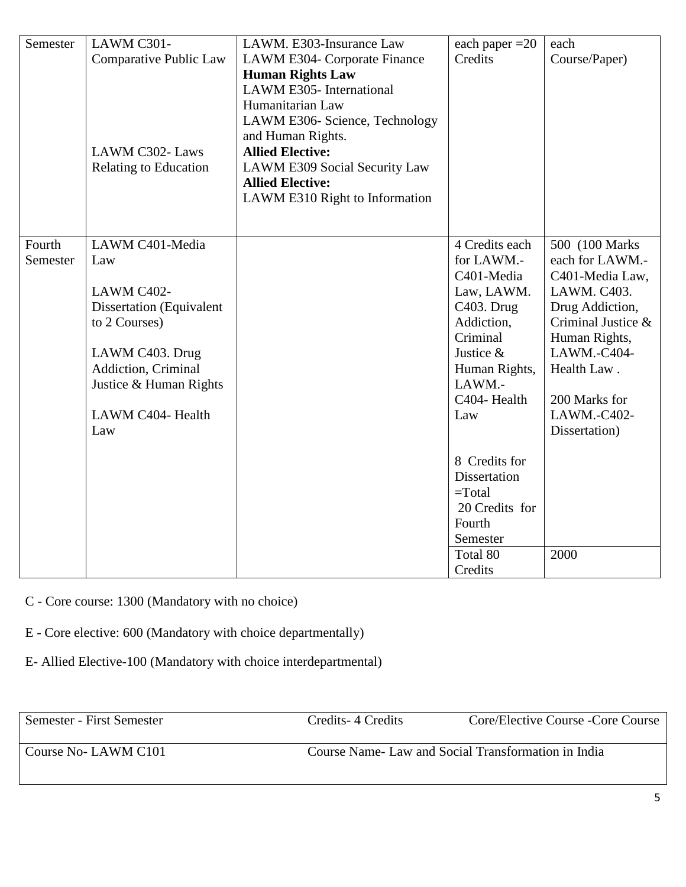| | | | | |
|---|---|---|---|---|
| Semester | LAWM C301- Comparative Public Law<br><br>LAWM C302- Laws Relating to Education | LAWM. E303-Insurance Law<br>LAWM E304- Corporate Finance<br>**Human Rights Law**<br>LAWM E305- International Humanitarian Law<br>LAWM E306- Science, Technology and Human Rights.<br>**Allied Elective:**<br>LAWM E309 Social Security Law<br>**Allied Elective:**<br>LAWM E310 Right to Information | each paper =20 Credits | each Course/Paper) |
| Fourth Semester | LAWM C401-Media Law<br><br>LAWM C402- Dissertation (Equivalent to 2 Courses)<br><br>LAWM C403. Drug Addiction, Criminal Justice & Human Rights<br><br>LAWM C404- Health Law | | 4 Credits each for LAWM.- C401-Media Law, LAWM. C403. Drug Addiction, Criminal Justice & Human Rights, LAWM.- C404- Health Law<br><br>8 Credits for Dissertation =Total 20 Credits for Fourth Semester | 500 (100 Marks each for LAWM.- C401-Media Law, LAWM. C403. Drug Addiction, Criminal Justice & Human Rights, LAWM.-C404- Health Law .<br><br>200 Marks for LAWM.-C402- Dissertation) |
| | | | Total 80 Credits | 2000 |

C - Core course: 1300 (Mandatory with no choice)

E - Core elective: 600 (Mandatory with choice departmentally)

E- Allied Elective-100 (Mandatory with choice interdepartmental)

| | | |
|---|---|---|
| Semester - First Semester | Credits- 4 Credits | Core/Elective Course -Core Course |
| Course No- LAWM C101 | Course Name- Law and Social Transformation in India | |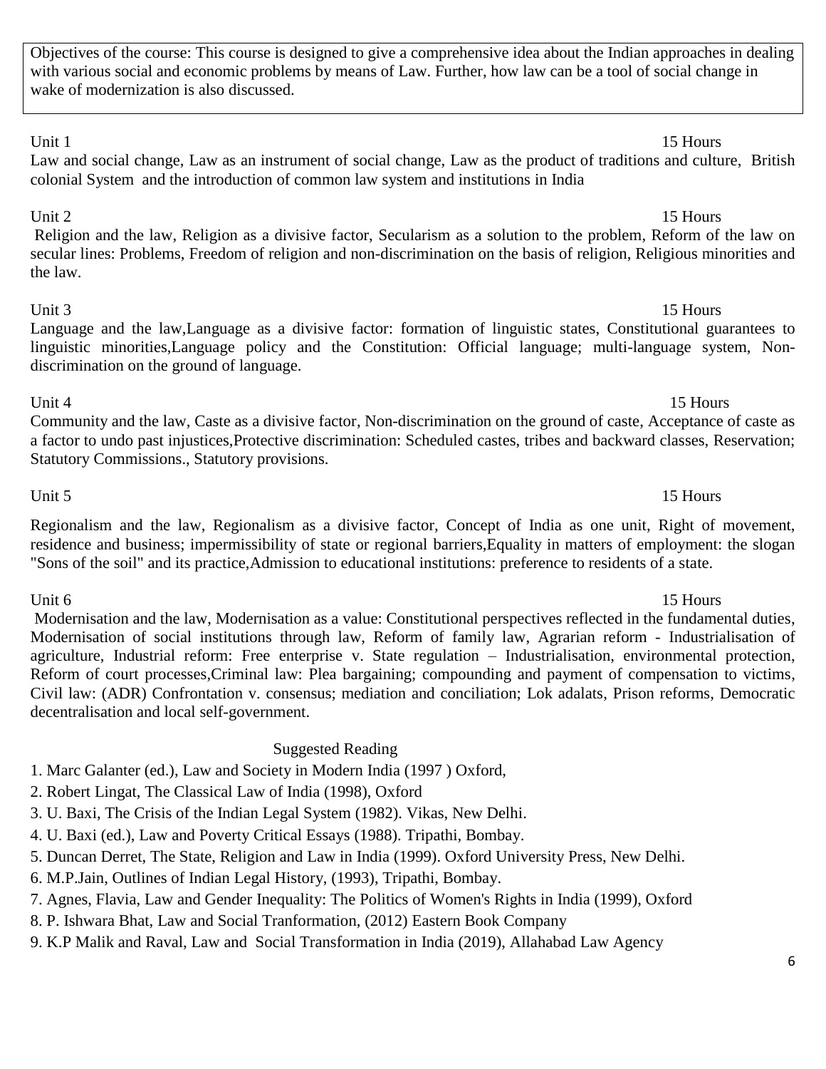Objectives of the course: This course is designed to give a comprehensive idea about the Indian approaches in dealing with various social and economic problems by means of Law. Further, how law can be a tool of social change in wake of modernization is also discussed.

**Unit 1** — 15 Hours

Law and social change, Law as an instrument of social change, Law as the product of traditions and culture, British colonial System and the introduction of common law system and institutions in India

**Unit 2** — 15 Hours

Religion and the law, Religion as a divisive factor, Secularism as a solution to the problem, Reform of the law on secular lines: Problems, Freedom of religion and non-discrimination on the basis of religion, Religious minorities and the law.

**Unit 3** — 15 Hours

Language and the law,Language as a divisive factor: formation of linguistic states, Constitutional guarantees to linguistic minorities,Language policy and the Constitution: Official language; multi-language system, Non-discrimination on the ground of language.

**Unit 4** — 15 Hours

Community and the law, Caste as a divisive factor, Non-discrimination on the ground of caste, Acceptance of caste as a factor to undo past injustices,Protective discrimination: Scheduled castes, tribes and backward classes, Reservation; Statutory Commissions., Statutory provisions.

**Unit 5** — 15 Hours

Regionalism and the law, Regionalism as a divisive factor, Concept of India as one unit, Right of movement, residence and business; impermissibility of state or regional barriers,Equality in matters of employment: the slogan "Sons of the soil" and its practice,Admission to educational institutions: preference to residents of a state.

**Unit 6** — 15 Hours

Modernisation and the law, Modernisation as a value: Constitutional perspectives reflected in the fundamental duties, Modernisation of social institutions through law, Reform of family law, Agrarian reform - Industrialisation of agriculture, Industrial reform: Free enterprise v. State regulation – Industrialisation, environmental protection, Reform of court processes,Criminal law: Plea bargaining; compounding and payment of compensation to victims, Civil law: (ADR) Confrontation v. consensus; mediation and conciliation; Lok adalats, Prison reforms, Democratic decentralisation and local self-government.

## Suggested Reading

1. Marc Galanter (ed.), Law and Society in Modern India (1997 ) Oxford,
2. Robert Lingat, The Classical Law of India (1998), Oxford
3. U. Baxi, The Crisis of the Indian Legal System (1982). Vikas, New Delhi.
4. U. Baxi (ed.), Law and Poverty Critical Essays (1988). Tripathi, Bombay.
5. Duncan Derret, The State, Religion and Law in India (1999). Oxford University Press, New Delhi.
6. M.P.Jain, Outlines of Indian Legal History, (1993), Tripathi, Bombay.
7. Agnes, Flavia, Law and Gender Inequality: The Politics of Women's Rights in India (1999), Oxford
8. P. Ishwara Bhat, Law and Social Tranformation, (2012) Eastern Book Company
9. K.P Malik and Raval, Law and Social Transformation in India (2019), Allahabad Law Agency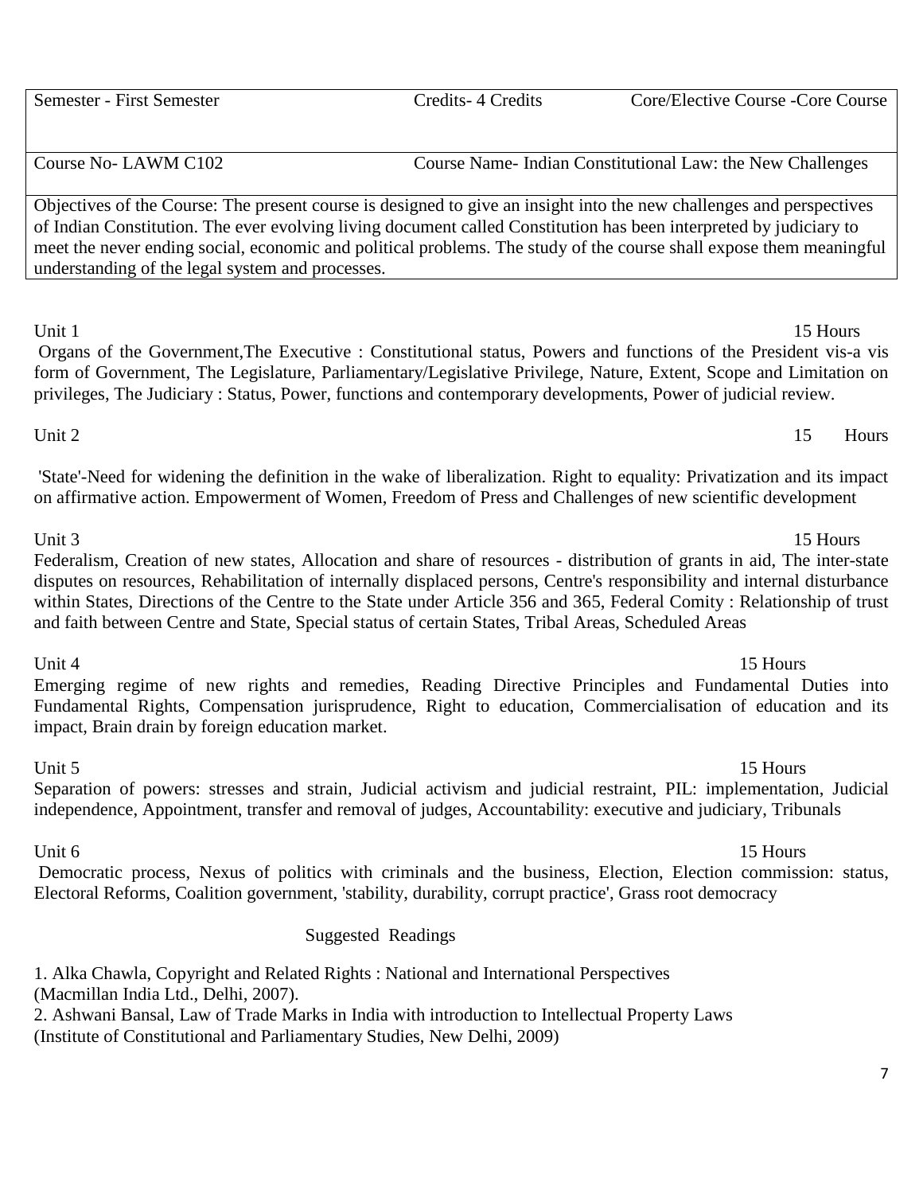| Semester - First Semester | Credits- 4 Credits | Core/Elective Course -Core Course |
|---|---|---|
| Course No- LAWM C102 | Course Name- Indian Constitutional Law: the New Challenges | |

Objectives of the Course: The present course is designed to give an insight into the new challenges and perspectives of Indian Constitution. The ever evolving living document called Constitution has been interpreted by judiciary to meet the never ending social, economic and political problems. The study of the course shall expose them meaningful understanding of the legal system and processes.

**Unit 1** — 15 Hours

Organs of the Government,The Executive : Constitutional status, Powers and functions of the President vis-a vis form of Government, The Legislature, Parliamentary/Legislative Privilege, Nature, Extent, Scope and Limitation on privileges, The Judiciary : Status, Power, functions and contemporary developments, Power of judicial review.

**Unit 2** — 15 Hours

'State'-Need for widening the definition in the wake of liberalization. Right to equality: Privatization and its impact on affirmative action. Empowerment of Women, Freedom of Press and Challenges of new scientific development

**Unit 3** — 15 Hours

Federalism, Creation of new states, Allocation and share of resources - distribution of grants in aid, The inter-state disputes on resources, Rehabilitation of internally displaced persons, Centre's responsibility and internal disturbance within States, Directions of the Centre to the State under Article 356 and 365, Federal Comity : Relationship of trust and faith between Centre and State, Special status of certain States, Tribal Areas, Scheduled Areas

**Unit 4** — 15 Hours

Emerging regime of new rights and remedies, Reading Directive Principles and Fundamental Duties into Fundamental Rights, Compensation jurisprudence, Right to education, Commercialisation of education and its impact, Brain drain by foreign education market.

**Unit 5** — 15 Hours

Separation of powers: stresses and strain, Judicial activism and judicial restraint, PIL: implementation, Judicial independence, Appointment, transfer and removal of judges, Accountability: executive and judiciary, Tribunals

**Unit 6** — 15 Hours

Democratic process, Nexus of politics with criminals and the business, Election, Election commission: status, Electoral Reforms, Coalition government, 'stability, durability, corrupt practice', Grass root democracy

## Suggested Readings

1. Alka Chawla, Copyright and Related Rights : National and International Perspectives (Macmillan India Ltd., Delhi, 2007).
2. Ashwani Bansal, Law of Trade Marks in India with introduction to Intellectual Property Laws (Institute of Constitutional and Parliamentary Studies, New Delhi, 2009)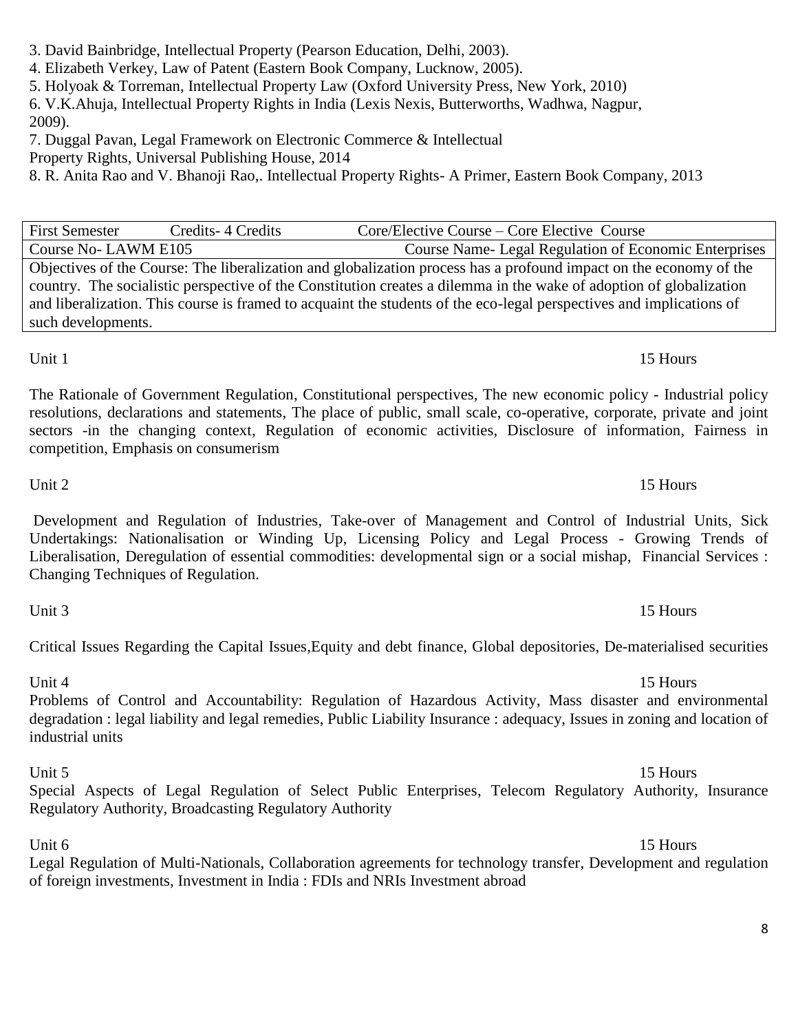3. David Bainbridge, Intellectual Property (Pearson Education, Delhi, 2003).
4. Elizabeth Verkey, Law of Patent (Eastern Book Company, Lucknow, 2005).
5. Holyoak & Torreman, Intellectual Property Law (Oxford University Press, New York, 2010)
6. V.K.Ahuja, Intellectual Property Rights in India (Lexis Nexis, Butterworths, Wadhwa, Nagpur, 2009).
7. Duggal Pavan, Legal Framework on Electronic Commerce & Intellectual Property Rights, Universal Publishing House, 2014
8. R. Anita Rao and V. Bhanoji Rao,. Intellectual Property Rights- A Primer, Eastern Book Company, 2013

| First Semester | Credits- 4 Credits | Core/Elective Course – Core Elective Course |
|---|---|---|
| Course No- LAWM E105 | | Course Name- Legal Regulation of Economic Enterprises |
| Objectives of the Course: The liberalization and globalization process has a profound impact on the economy of the country. The socialistic perspective of the Constitution creates a dilemma in the wake of adoption of globalization and liberalization. This course is framed to acquaint the students of the eco-legal perspectives and implications of such developments. | | |

Unit 1 — 15 Hours

The Rationale of Government Regulation, Constitutional perspectives, The new economic policy - Industrial policy resolutions, declarations and statements, The place of public, small scale, co-operative, corporate, private and joint sectors -in the changing context, Regulation of economic activities, Disclosure of information, Fairness in competition, Emphasis on consumerism

Unit 2 — 15 Hours

Development and Regulation of Industries, Take-over of Management and Control of Industrial Units, Sick Undertakings: Nationalisation or Winding Up, Licensing Policy and Legal Process - Growing Trends of Liberalisation, Deregulation of essential commodities: developmental sign or a social mishap, Financial Services : Changing Techniques of Regulation.

Unit 3 — 15 Hours

Critical Issues Regarding the Capital Issues,Equity and debt finance, Global depositories, De-materialised securities

Unit 4 — 15 Hours

Problems of Control and Accountability: Regulation of Hazardous Activity, Mass disaster and environmental degradation : legal liability and legal remedies, Public Liability Insurance : adequacy, Issues in zoning and location of industrial units

Unit 5 — 15 Hours

Special Aspects of Legal Regulation of Select Public Enterprises, Telecom Regulatory Authority, Insurance Regulatory Authority, Broadcasting Regulatory Authority

Unit 6 — 15 Hours

Legal Regulation of Multi-Nationals, Collaboration agreements for technology transfer, Development and regulation of foreign investments, Investment in India : FDIs and NRIs Investment abroad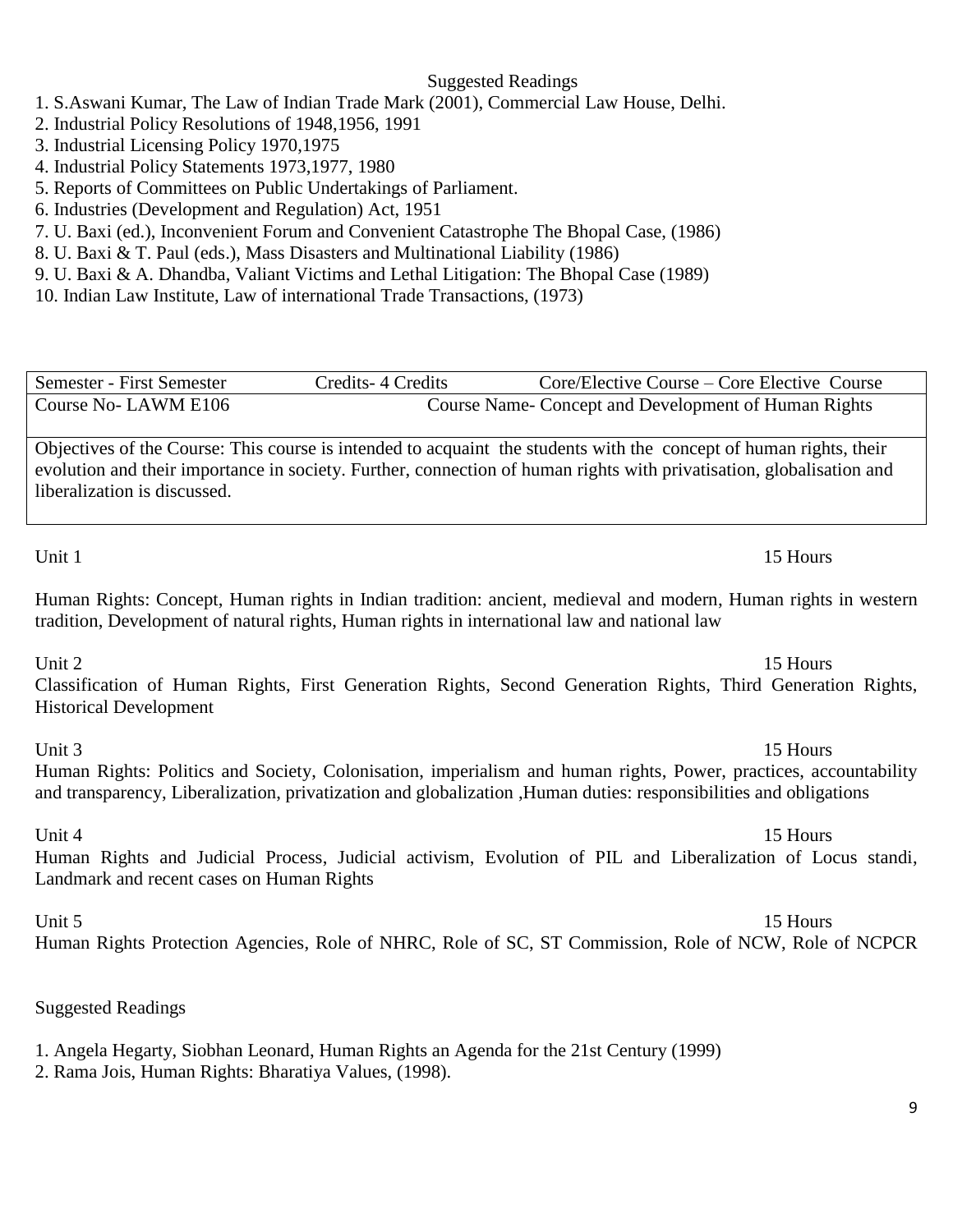## Suggested Readings

1. S.Aswani Kumar, The Law of Indian Trade Mark (2001), Commercial Law House, Delhi.
2. Industrial Policy Resolutions of 1948,1956, 1991
3. Industrial Licensing Policy 1970,1975
4. Industrial Policy Statements 1973,1977, 1980
5. Reports of Committees on Public Undertakings of Parliament.
6. Industries (Development and Regulation) Act, 1951
7. U. Baxi (ed.), Inconvenient Forum and Convenient Catastrophe The Bhopal Case, (1986)
8. U. Baxi & T. Paul (eds.), Mass Disasters and Multinational Liability (1986)
9. U. Baxi & A. Dhandba, Valiant Victims and Lethal Litigation: The Bhopal Case (1989)
10. Indian Law Institute, Law of international Trade Transactions, (1973)

| Semester - First Semester | Credits- 4 Credits | Core/Elective Course – Core Elective Course |
|---|---|---|
| Course No- LAWM E106 | Course Name- Concept and Development of Human Rights | |
| Objectives of the Course: This course is intended to acquaint the students with the concept of human rights, their evolution and their importance in society. Further, connection of human rights with privatisation, globalisation and liberalization is discussed. | | |

**Unit 1** — 15 Hours

Human Rights: Concept, Human rights in Indian tradition: ancient, medieval and modern, Human rights in western tradition, Development of natural rights, Human rights in international law and national law

**Unit 2** — 15 Hours

Classification of Human Rights, First Generation Rights, Second Generation Rights, Third Generation Rights, Historical Development

**Unit 3** — 15 Hours

Human Rights: Politics and Society, Colonisation, imperialism and human rights, Power, practices, accountability and transparency, Liberalization, privatization and globalization ,Human duties: responsibilities and obligations

**Unit 4** — 15 Hours

Human Rights and Judicial Process, Judicial activism, Evolution of PIL and Liberalization of Locus standi, Landmark and recent cases on Human Rights

**Unit 5** — 15 Hours

Human Rights Protection Agencies, Role of NHRC, Role of SC, ST Commission, Role of NCW, Role of NCPCR

## Suggested Readings

1. Angela Hegarty, Siobhan Leonard, Human Rights an Agenda for the 21st Century (1999)
2. Rama Jois, Human Rights: Bharatiya Values, (1998).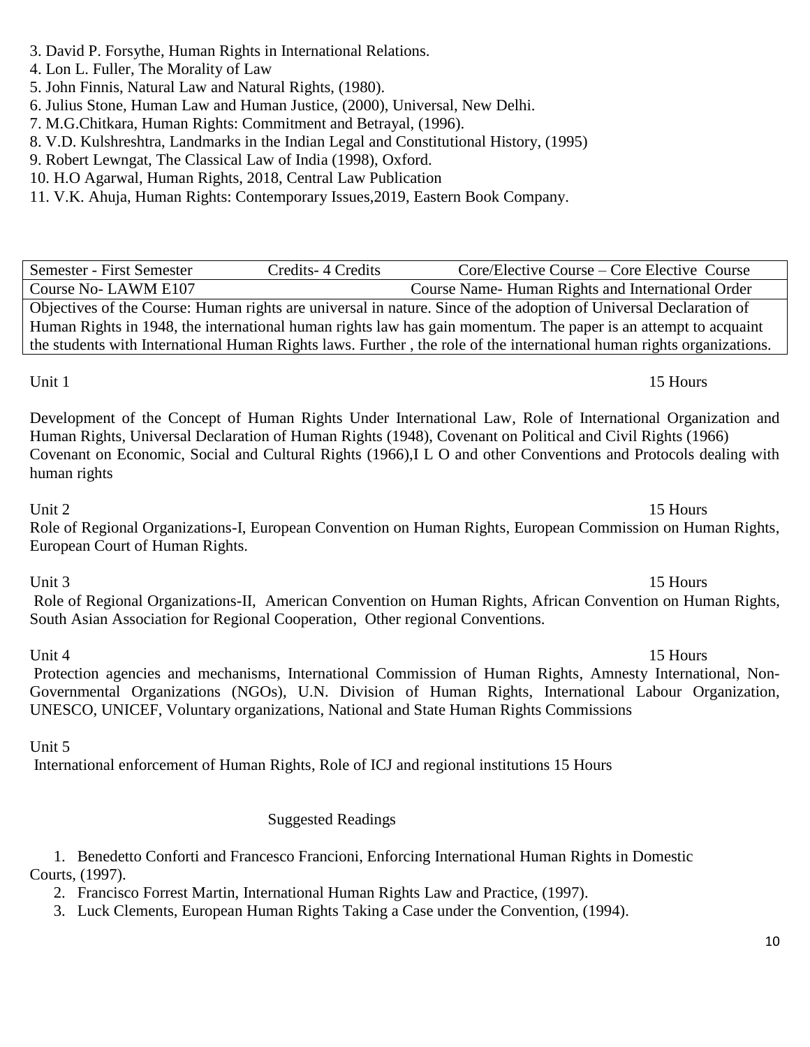3. David P. Forsythe, Human Rights in International Relations.
4. Lon L. Fuller, The Morality of Law
5. John Finnis, Natural Law and Natural Rights, (1980).
6. Julius Stone, Human Law and Human Justice, (2000), Universal, New Delhi.
7. M.G.Chitkara, Human Rights: Commitment and Betrayal, (1996).
8. V.D. Kulshreshtra, Landmarks in the Indian Legal and Constitutional History, (1995)
9. Robert Lewngat, The Classical Law of India (1998), Oxford.
10. H.O Agarwal, Human Rights, 2018, Central Law Publication
11. V.K. Ahuja, Human Rights: Contemporary Issues,2019, Eastern Book Company.

| Semester - First Semester | Credits- 4 Credits | Core/Elective Course – Core Elective Course |
|---|---|---|
| Course No- LAWM E107 | | Course Name- Human Rights and International Order |
| Objectives of the Course: Human rights are universal in nature. Since of the adoption of Universal Declaration of Human Rights in 1948, the international human rights law has gain momentum. The paper is an attempt to acquaint the students with International Human Rights laws. Further , the role of the international human rights organizations. | | |

Unit 1 — 15 Hours

Development of the Concept of Human Rights Under International Law, Role of International Organization and Human Rights, Universal Declaration of Human Rights (1948), Covenant on Political and Civil Rights (1966) Covenant on Economic, Social and Cultural Rights (1966),I L O and other Conventions and Protocols dealing with human rights

Unit 2 — 15 Hours

Role of Regional Organizations-I, European Convention on Human Rights, European Commission on Human Rights, European Court of Human Rights.

Unit 3 — 15 Hours

Role of Regional Organizations-II, American Convention on Human Rights, African Convention on Human Rights, South Asian Association for Regional Cooperation, Other regional Conventions.

Unit 4 — 15 Hours

Protection agencies and mechanisms, International Commission of Human Rights, Amnesty International, Non-Governmental Organizations (NGOs), U.N. Division of Human Rights, International Labour Organization, UNESCO, UNICEF, Voluntary organizations, National and State Human Rights Commissions

Unit 5

International enforcement of Human Rights, Role of ICJ and regional institutions 15 Hours

Suggested Readings

1. Benedetto Conforti and Francesco Francioni, Enforcing International Human Rights in Domestic Courts, (1997).
2. Francisco Forrest Martin, International Human Rights Law and Practice, (1997).
3. Luck Clements, European Human Rights Taking a Case under the Convention, (1994).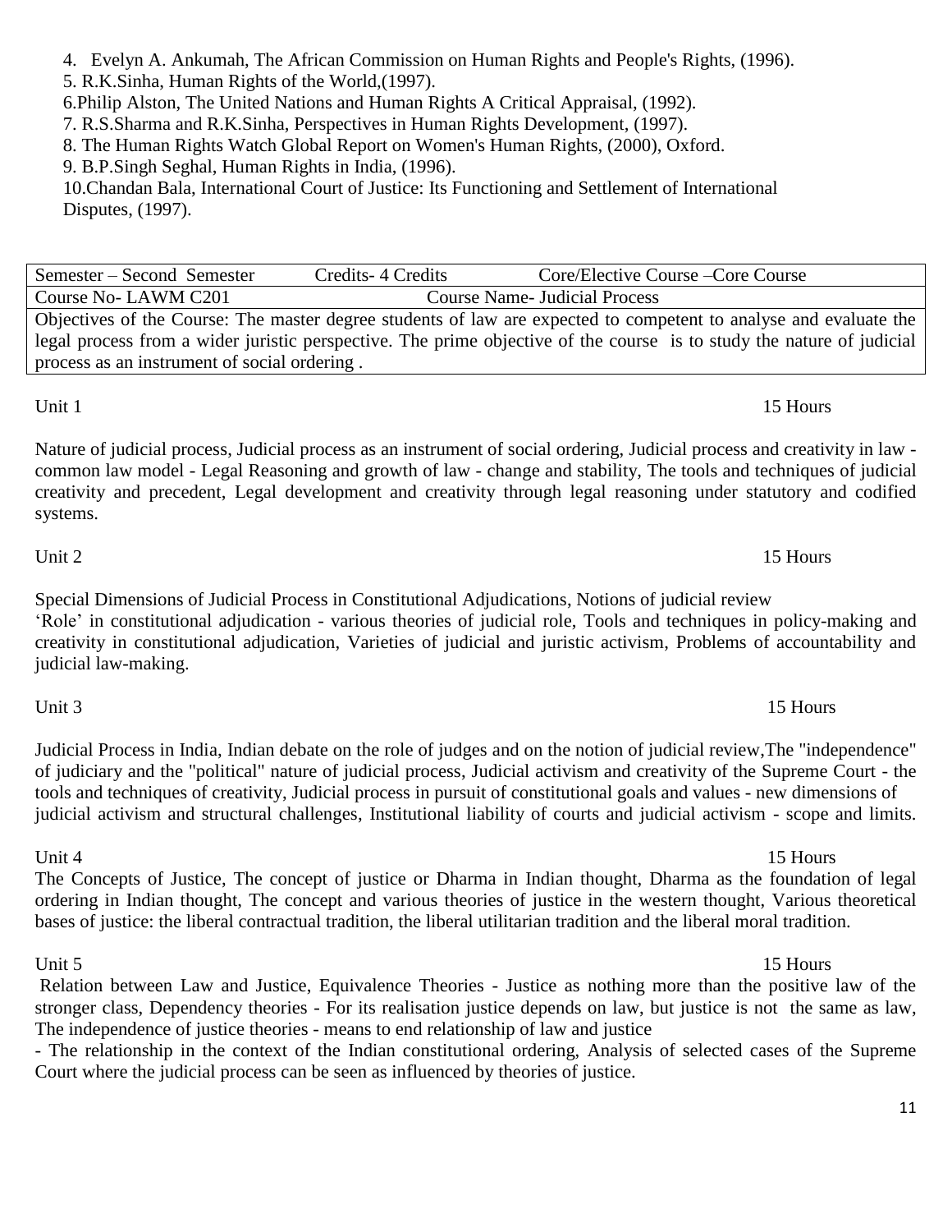4. Evelyn A. Ankumah, The African Commission on Human Rights and People's Rights, (1996).
5. R.K.Sinha, Human Rights of the World,(1997).
6. Philip Alston, The United Nations and Human Rights A Critical Appraisal, (1992).
7. R.S.Sharma and R.K.Sinha, Perspectives in Human Rights Development, (1997).
8. The Human Rights Watch Global Report on Women's Human Rights, (2000), Oxford.
9. B.P.Singh Seghal, Human Rights in India, (1996).
10. Chandan Bala, International Court of Justice: Its Functioning and Settlement of International Disputes, (1997).

| Semester – Second Semester | Credits- 4 Credits | Core/Elective Course –Core Course |
| --- | --- | --- |
| Course No- LAWM C201 | Course Name- Judicial Process | |
| Objectives of the Course: The master degree students of law are expected to competent to analyse and evaluate the legal process from a wider juristic perspective. The prime objective of the course is to study the nature of judicial process as an instrument of social ordering . | | |

Unit 1 — 15 Hours

Nature of judicial process, Judicial process as an instrument of social ordering, Judicial process and creativity in law - common law model - Legal Reasoning and growth of law - change and stability, The tools and techniques of judicial creativity and precedent, Legal development and creativity through legal reasoning under statutory and codified systems.

Unit 2 — 15 Hours

Special Dimensions of Judicial Process in Constitutional Adjudications, Notions of judicial review
'Role' in constitutional adjudication - various theories of judicial role, Tools and techniques in policy-making and creativity in constitutional adjudication, Varieties of judicial and juristic activism, Problems of accountability and judicial law-making.

Unit 3 — 15 Hours

Judicial Process in India, Indian debate on the role of judges and on the notion of judicial review,The "independence" of judiciary and the "political" nature of judicial process, Judicial activism and creativity of the Supreme Court - the tools and techniques of creativity, Judicial process in pursuit of constitutional goals and values - new dimensions of judicial activism and structural challenges, Institutional liability of courts and judicial activism - scope and limits.

Unit 4 — 15 Hours

The Concepts of Justice, The concept of justice or Dharma in Indian thought, Dharma as the foundation of legal ordering in Indian thought, The concept and various theories of justice in the western thought, Various theoretical bases of justice: the liberal contractual tradition, the liberal utilitarian tradition and the liberal moral tradition.

Unit 5 — 15 Hours

Relation between Law and Justice, Equivalence Theories - Justice as nothing more than the positive law of the stronger class, Dependency theories - For its realisation justice depends on law, but justice is not the same as law, The independence of justice theories - means to end relationship of law and justice
- The relationship in the context of the Indian constitutional ordering, Analysis of selected cases of the Supreme Court where the judicial process can be seen as influenced by theories of justice.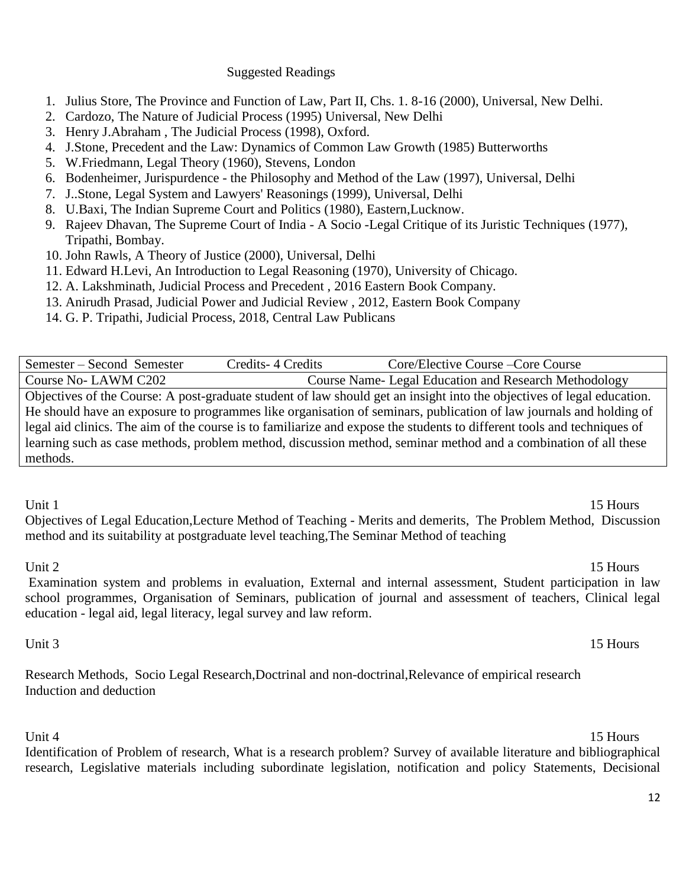Suggested Readings

1. Julius Store, The Province and Function of Law, Part II, Chs. 1. 8-16 (2000), Universal, New Delhi.
2. Cardozo, The Nature of Judicial Process (1995) Universal, New Delhi
3. Henry J.Abraham , The Judicial Process (1998), Oxford.
4. J.Stone, Precedent and the Law: Dynamics of Common Law Growth (1985) Butterworths
5. W.Friedmann, Legal Theory (1960), Stevens, London
6. Bodenheimer, Jurispurdence - the Philosophy and Method of the Law (1997), Universal, Delhi
7. J..Stone, Legal System and Lawyers' Reasonings (1999), Universal, Delhi
8. U.Baxi, The Indian Supreme Court and Politics (1980), Eastern,Lucknow.
9. Rajeev Dhavan, The Supreme Court of India - A Socio -Legal Critique of its Juristic Techniques (1977), Tripathi, Bombay.
10. John Rawls, A Theory of Justice (2000), Universal, Delhi
11. Edward H.Levi, An Introduction to Legal Reasoning (1970), University of Chicago.
12. A. Lakshminath, Judicial Process and Precedent , 2016 Eastern Book Company.
13. Anirudh Prasad, Judicial Power and Judicial Review , 2012, Eastern Book Company
14. G. P. Tripathi, Judicial Process, 2018, Central Law Publicans

| Semester – Second Semester | Credits- 4 Credits | Core/Elective Course –Core Course |
|---|---|---|
| Course No- LAWM C202 | Course Name- Legal Education and Research Methodology | |
| Objectives of the Course: A post-graduate student of law should get an insight into the objectives of legal education. He should have an exposure to programmes like organisation of seminars, publication of law journals and holding of legal aid clinics. The aim of the course is to familiarize and expose the students to different tools and techniques of learning such as case methods, problem method, discussion method, seminar method and a combination of all these methods. | | |

Unit 1 — 15 Hours

Objectives of Legal Education,Lecture Method of Teaching - Merits and demerits, The Problem Method, Discussion method and its suitability at postgraduate level teaching,The Seminar Method of teaching

Unit 2 — 15 Hours

Examination system and problems in evaluation, External and internal assessment, Student participation in law school programmes, Organisation of Seminars, publication of journal and assessment of teachers, Clinical legal education - legal aid, legal literacy, legal survey and law reform.

Unit 3 — 15 Hours

Research Methods, Socio Legal Research,Doctrinal and non-doctrinal,Relevance of empirical research
Induction and deduction

Unit 4 — 15 Hours

Identification of Problem of research, What is a research problem? Survey of available literature and bibliographical research, Legislative materials including subordinate legislation, notification and policy Statements, Decisional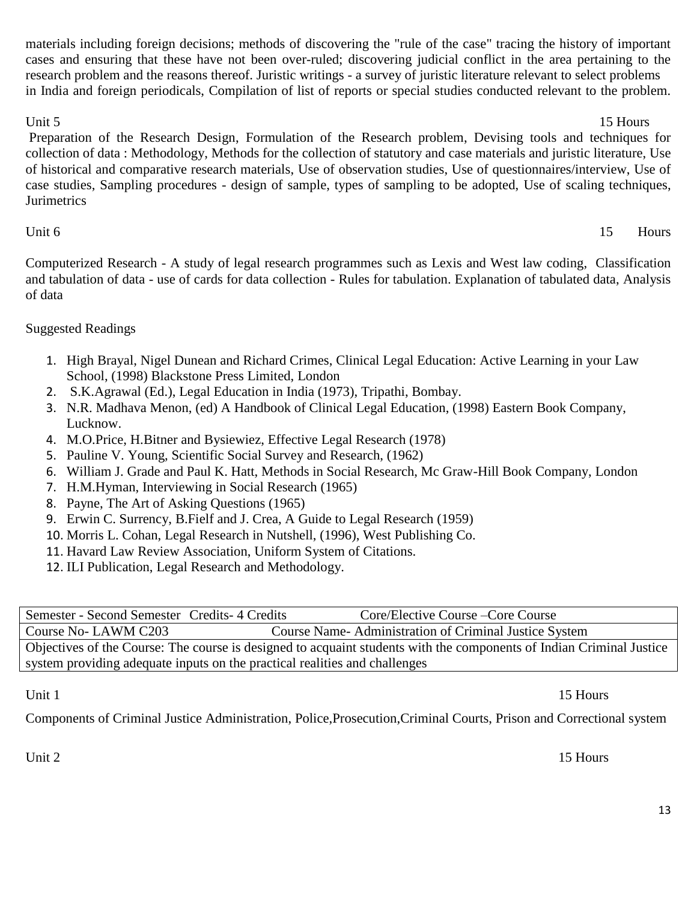materials including foreign decisions; methods of discovering the "rule of the case" tracing the history of important cases and ensuring that these have not been over-ruled; discovering judicial conflict in the area pertaining to the research problem and the reasons thereof. Juristic writings - a survey of juristic literature relevant to select problems in India and foreign periodicals, Compilation of list of reports or special studies conducted relevant to the problem.

Unit 5 15 Hours

Preparation of the Research Design, Formulation of the Research problem, Devising tools and techniques for collection of data : Methodology, Methods for the collection of statutory and case materials and juristic literature, Use of historical and comparative research materials, Use of observation studies, Use of questionnaires/interview, Use of case studies, Sampling procedures - design of sample, types of sampling to be adopted, Use of scaling techniques, Jurimetrics

Unit 6 15 Hours

Computerized Research - A study of legal research programmes such as Lexis and West law coding, Classification and tabulation of data - use of cards for data collection - Rules for tabulation. Explanation of tabulated data, Analysis of data

Suggested Readings

1. High Brayal, Nigel Dunean and Richard Crimes, Clinical Legal Education: Active Learning in your Law School, (1998) Blackstone Press Limited, London
2. S.K.Agrawal (Ed.), Legal Education in India (1973), Tripathi, Bombay.
3. N.R. Madhava Menon, (ed) A Handbook of Clinical Legal Education, (1998) Eastern Book Company, Lucknow.
4. M.O.Price, H.Bitner and Bysiewiez, Effective Legal Research (1978)
5. Pauline V. Young, Scientific Social Survey and Research, (1962)
6. William J. Grade and Paul K. Hatt, Methods in Social Research, Mc Graw-Hill Book Company, London
7. H.M.Hyman, Interviewing in Social Research (1965)
8. Payne, The Art of Asking Questions (1965)
9. Erwin C. Surrency, B.Fielf and J. Crea, A Guide to Legal Research (1959)
10. Morris L. Cohan, Legal Research in Nutshell, (1996), West Publishing Co.
11. Havard Law Review Association, Uniform System of Citations.
12. ILI Publication, Legal Research and Methodology.

| Semester - Second Semester Credits- 4 Credits | Core/Elective Course –Core Course |
|---|---|
| Course No- LAWM C203 | Course Name- Administration of Criminal Justice System |
| Objectives of the Course: The course is designed to acquaint students with the components of Indian Criminal Justice system providing adequate inputs on the practical realities and challenges | |

Unit 1 15 Hours

Components of Criminal Justice Administration, Police,Prosecution,Criminal Courts, Prison and Correctional system

Unit 2 15 Hours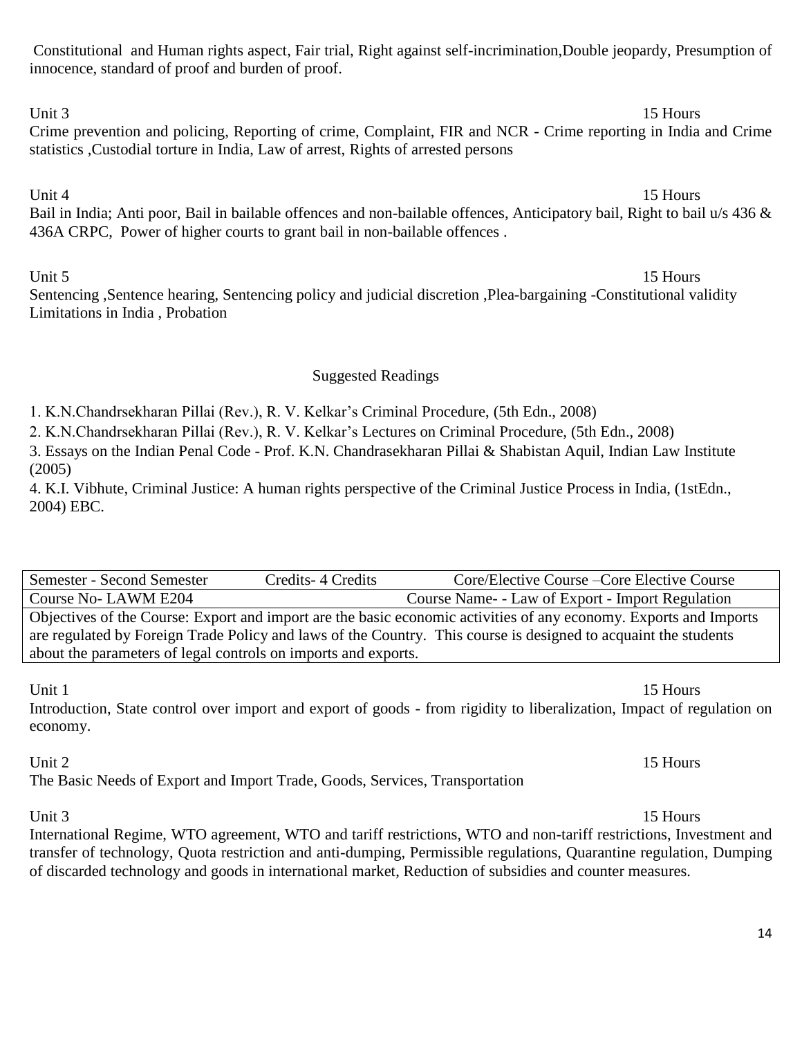Constitutional and Human rights aspect, Fair trial, Right against self-incrimination,Double jeopardy, Presumption of innocence, standard of proof and burden of proof.

Unit 3 15 Hours

Crime prevention and policing, Reporting of crime, Complaint, FIR and NCR - Crime reporting in India and Crime statistics ,Custodial torture in India, Law of arrest, Rights of arrested persons

Unit 4 15 Hours

Bail in India; Anti poor, Bail in bailable offences and non-bailable offences, Anticipatory bail, Right to bail u/s 436 & 436A CRPC, Power of higher courts to grant bail in non-bailable offences .

Unit 5 15 Hours

Sentencing ,Sentence hearing, Sentencing policy and judicial discretion ,Plea-bargaining -Constitutional validity Limitations in India , Probation

### Suggested Readings

1. K.N.Chandrsekharan Pillai (Rev.), R. V. Kelkar's Criminal Procedure, (5th Edn., 2008)
2. K.N.Chandrsekharan Pillai (Rev.), R. V. Kelkar's Lectures on Criminal Procedure, (5th Edn., 2008)
3. Essays on the Indian Penal Code - Prof. K.N. Chandrasekharan Pillai & Shabistan Aquil, Indian Law Institute (2005)
4. K.I. Vibhute, Criminal Justice: A human rights perspective of the Criminal Justice Process in India, (1stEdn., 2004) EBC.

| Semester - Second Semester | Credits- 4 Credits | Core/Elective Course –Core Elective Course |
|---|---|---|
| Course No- LAWM E204 | | Course Name- - Law of Export - Import Regulation |
| Objectives of the Course: Export and import are the basic economic activities of any economy. Exports and Imports are regulated by Foreign Trade Policy and laws of the Country. This course is designed to acquaint the students about the parameters of legal controls on imports and exports. | | |

Unit 1 15 Hours

Introduction, State control over import and export of goods - from rigidity to liberalization, Impact of regulation on economy.

Unit 2 15 Hours

The Basic Needs of Export and Import Trade, Goods, Services, Transportation

Unit 3 15 Hours

International Regime, WTO agreement, WTO and tariff restrictions, WTO and non-tariff restrictions, Investment and transfer of technology, Quota restriction and anti-dumping, Permissible regulations, Quarantine regulation, Dumping of discarded technology and goods in international market, Reduction of subsidies and counter measures.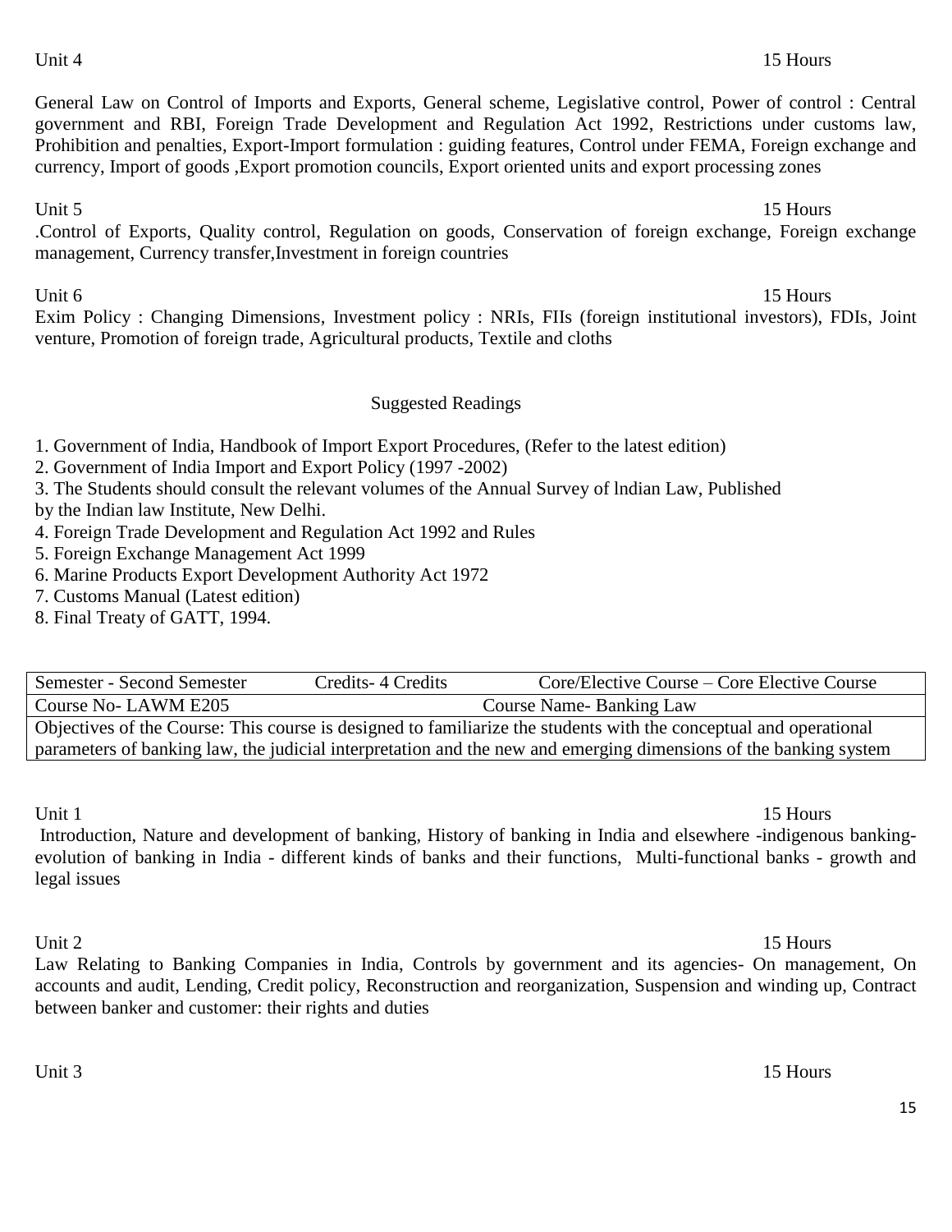Unit 4 15 Hours

General Law on Control of Imports and Exports, General scheme, Legislative control, Power of control : Central government and RBI, Foreign Trade Development and Regulation Act 1992, Restrictions under customs law, Prohibition and penalties, Export-Import formulation : guiding features, Control under FEMA, Foreign exchange and currency, Import of goods ,Export promotion councils, Export oriented units and export processing zones

Unit 5 15 Hours

.Control of Exports, Quality control, Regulation on goods, Conservation of foreign exchange, Foreign exchange management, Currency transfer,Investment in foreign countries

Unit 6 15 Hours

Exim Policy : Changing Dimensions, Investment policy : NRIs, FIIs (foreign institutional investors), FDIs, Joint venture, Promotion of foreign trade, Agricultural products, Textile and cloths

## Suggested Readings

1. Government of India, Handbook of Import Export Procedures, (Refer to the latest edition)
2. Government of India Import and Export Policy (1997 -2002)
3. The Students should consult the relevant volumes of the Annual Survey of lndian Law, Published by the Indian law Institute, New Delhi.
4. Foreign Trade Development and Regulation Act 1992 and Rules
5. Foreign Exchange Management Act 1999
6. Marine Products Export Development Authority Act 1972
7. Customs Manual (Latest edition)
8. Final Treaty of GATT, 1994.

| Semester - Second Semester | Credits- 4 Credits | Core/Elective Course – Core Elective Course |
|---|---|---|
| Course No- LAWM E205 | Course Name- Banking Law | |
| Objectives of the Course: This course is designed to familiarize the students with the conceptual and operational parameters of banking law, the judicial interpretation and the new and emerging dimensions of the banking system | | |

Unit 1 15 Hours

Introduction, Nature and development of banking, History of banking in India and elsewhere -indigenous banking-evolution of banking in India - different kinds of banks and their functions, Multi-functional banks - growth and legal issues

Unit 2 15 Hours

Law Relating to Banking Companies in India, Controls by government and its agencies- On management, On accounts and audit, Lending, Credit policy, Reconstruction and reorganization, Suspension and winding up, Contract between banker and customer: their rights and duties

Unit 3 15 Hours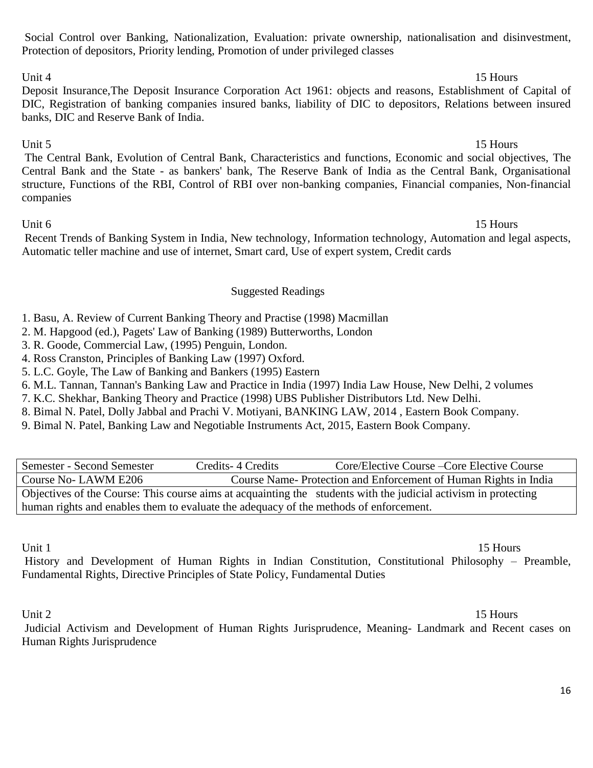Social Control over Banking, Nationalization, Evaluation: private ownership, nationalisation and disinvestment, Protection of depositors, Priority lending, Promotion of under privileged classes

Unit 4 15 Hours

Deposit Insurance,The Deposit Insurance Corporation Act 1961: objects and reasons, Establishment of Capital of DIC, Registration of banking companies insured banks, liability of DIC to depositors, Relations between insured banks, DIC and Reserve Bank of India.

Unit 5 15 Hours

The Central Bank, Evolution of Central Bank, Characteristics and functions, Economic and social objectives, The Central Bank and the State - as bankers' bank, The Reserve Bank of India as the Central Bank, Organisational structure, Functions of the RBI, Control of RBI over non-banking companies, Financial companies, Non-financial companies

Unit 6 15 Hours

Recent Trends of Banking System in India, New technology, Information technology, Automation and legal aspects, Automatic teller machine and use of internet, Smart card, Use of expert system, Credit cards

Suggested Readings

1. Basu, A. Review of Current Banking Theory and Practise (1998) Macmillan
2. M. Hapgood (ed.), Pagets' Law of Banking (1989) Butterworths, London
3. R. Goode, Commercial Law, (1995) Penguin, London.
4. Ross Cranston, Principles of Banking Law (1997) Oxford.
5. L.C. Goyle, The Law of Banking and Bankers (1995) Eastern
6. M.L. Tannan, Tannan's Banking Law and Practice in India (1997) India Law House, New Delhi, 2 volumes
7. K.C. Shekhar, Banking Theory and Practice (1998) UBS Publisher Distributors Ltd. New Delhi.
8. Bimal N. Patel, Dolly Jabbal and Prachi V. Motiyani, BANKING LAW, 2014 , Eastern Book Company.
9. Bimal N. Patel, Banking Law and Negotiable Instruments Act, 2015, Eastern Book Company.

| Semester - Second Semester | Credits- 4 Credits | Core/Elective Course –Core Elective Course |
|---|---|---|
| Course No- LAWM E206 | Course Name- Protection and Enforcement of Human Rights in India | |
| Objectives of the Course: This course aims at acquainting the students with the judicial activism in protecting human rights and enables them to evaluate the adequacy of the methods of enforcement. | | |

Unit 1 15 Hours

History and Development of Human Rights in Indian Constitution, Constitutional Philosophy – Preamble, Fundamental Rights, Directive Principles of State Policy, Fundamental Duties

Unit 2 15 Hours

Judicial Activism and Development of Human Rights Jurisprudence, Meaning- Landmark and Recent cases on Human Rights Jurisprudence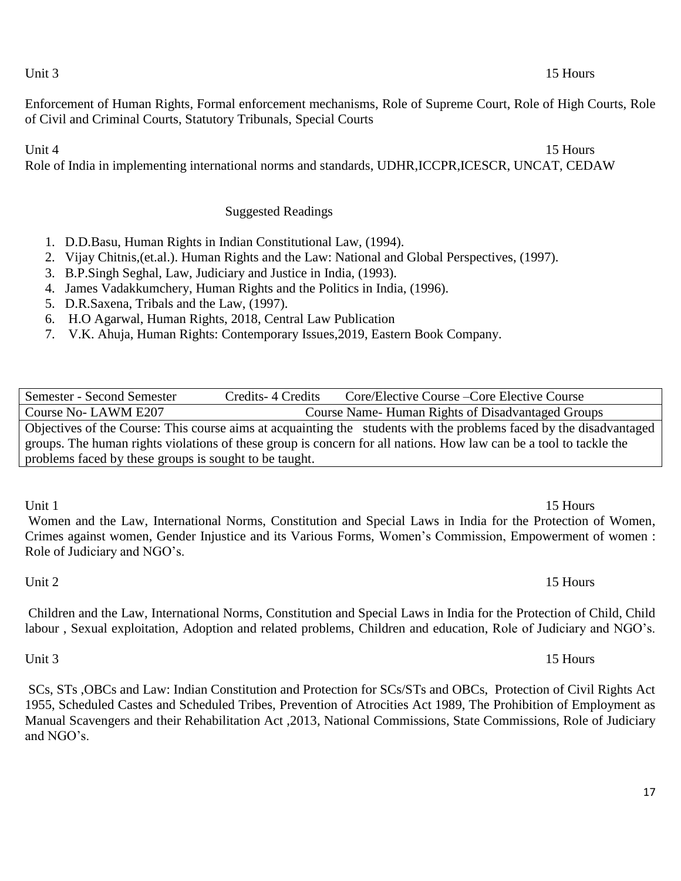Unit 3 15 Hours

Enforcement of Human Rights, Formal enforcement mechanisms, Role of Supreme Court, Role of High Courts, Role of Civil and Criminal Courts, Statutory Tribunals, Special Courts

Unit 4 15 Hours

Role of India in implementing international norms and standards, UDHR,ICCPR,ICESCR, UNCAT, CEDAW

Suggested Readings

1. D.D.Basu, Human Rights in Indian Constitutional Law, (1994).
2. Vijay Chitnis,(et.al.). Human Rights and the Law: National and Global Perspectives, (1997).
3. B.P.Singh Seghal, Law, Judiciary and Justice in India, (1993).
4. James Vadakkumchery, Human Rights and the Politics in India, (1996).
5. D.R.Saxena, Tribals and the Law, (1997).
6. H.O Agarwal, Human Rights, 2018, Central Law Publication
7. V.K. Ahuja, Human Rights: Contemporary Issues,2019, Eastern Book Company.

| Semester - Second Semester | Credits- 4 Credits | Core/Elective Course –Core Elective Course |
|---|---|---|
| Course No- LAWM E207 | | Course Name- Human Rights of Disadvantaged Groups |
| Objectives of the Course: This course aims at acquainting the students with the problems faced by the disadvantaged groups. The human rights violations of these group is concern for all nations. How law can be a tool to tackle the problems faced by these groups is sought to be taught. | | |

Unit 1 15 Hours

Women and the Law, International Norms, Constitution and Special Laws in India for the Protection of Women, Crimes against women, Gender Injustice and its Various Forms, Women's Commission, Empowerment of women : Role of Judiciary and NGO's.

Unit 2 15 Hours

Children and the Law, International Norms, Constitution and Special Laws in India for the Protection of Child, Child labour , Sexual exploitation, Adoption and related problems, Children and education, Role of Judiciary and NGO's.

Unit 3 15 Hours

SCs, STs ,OBCs and Law: Indian Constitution and Protection for SCs/STs and OBCs, Protection of Civil Rights Act 1955, Scheduled Castes and Scheduled Tribes, Prevention of Atrocities Act 1989, The Prohibition of Employment as Manual Scavengers and their Rehabilitation Act ,2013, National Commissions, State Commissions, Role of Judiciary and NGO's.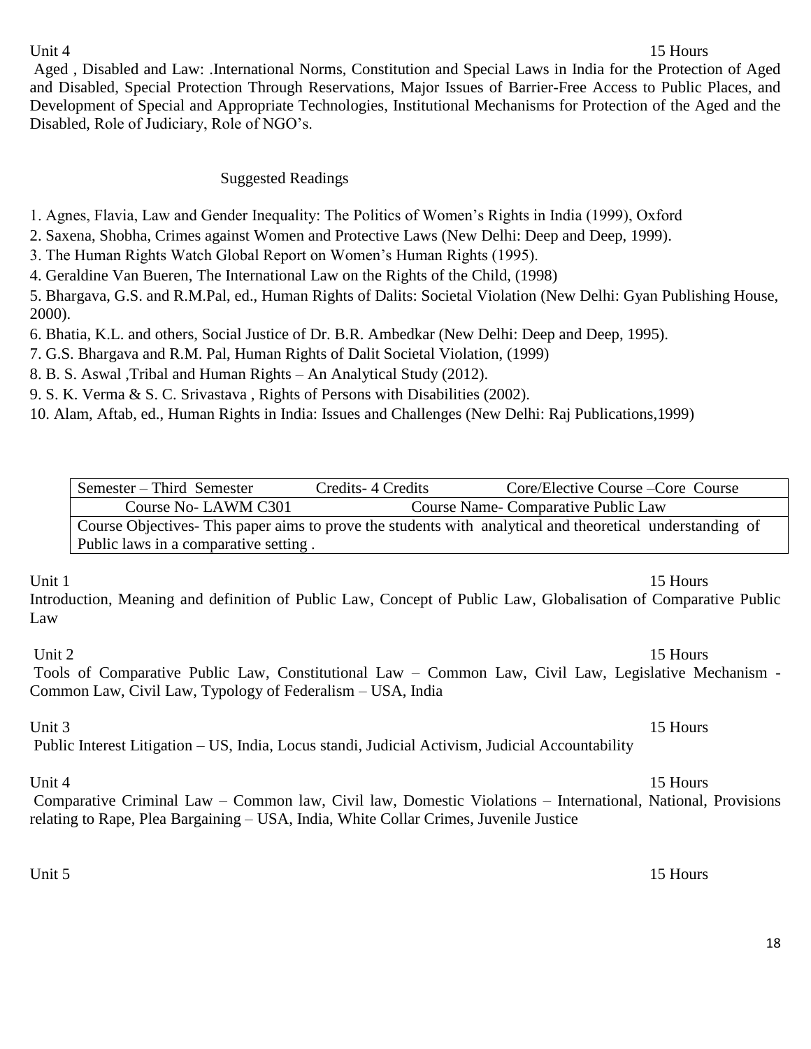Unit 4 15 Hours

Aged , Disabled and Law: .International Norms, Constitution and Special Laws in India for the Protection of Aged and Disabled, Special Protection Through Reservations, Major Issues of Barrier-Free Access to Public Places, and Development of Special and Appropriate Technologies, Institutional Mechanisms for Protection of the Aged and the Disabled, Role of Judiciary, Role of NGO's.

Suggested Readings

1. Agnes, Flavia, Law and Gender Inequality: The Politics of Women's Rights in India (1999), Oxford
2. Saxena, Shobha, Crimes against Women and Protective Laws (New Delhi: Deep and Deep, 1999).
3. The Human Rights Watch Global Report on Women's Human Rights (1995).
4. Geraldine Van Bueren, The International Law on the Rights of the Child, (1998)
5. Bhargava, G.S. and R.M.Pal, ed., Human Rights of Dalits: Societal Violation (New Delhi: Gyan Publishing House, 2000).
6. Bhatia, K.L. and others, Social Justice of Dr. B.R. Ambedkar (New Delhi: Deep and Deep, 1995).
7. G.S. Bhargava and R.M. Pal, Human Rights of Dalit Societal Violation, (1999)
8. B. S. Aswal ,Tribal and Human Rights – An Analytical Study (2012).
9. S. K. Verma & S. C. Srivastava , Rights of Persons with Disabilities (2002).
10. Alam, Aftab, ed., Human Rights in India: Issues and Challenges (New Delhi: Raj Publications,1999)

| Semester – Third Semester | Credits- 4 Credits | Core/Elective Course –Core Course |
|---|---|---|
| Course No- LAWM C301 | Course Name- Comparative Public Law | |
| Course Objectives- This paper aims to prove the students with analytical and theoretical understanding of Public laws in a comparative setting . | | |

Unit 1 15 Hours

Introduction, Meaning and definition of Public Law, Concept of Public Law, Globalisation of Comparative Public Law

Unit 2 15 Hours

Tools of Comparative Public Law, Constitutional Law – Common Law, Civil Law, Legislative Mechanism - Common Law, Civil Law, Typology of Federalism – USA, India

Unit 3 15 Hours

Public Interest Litigation – US, India, Locus standi, Judicial Activism, Judicial Accountability

Unit 4 15 Hours

Comparative Criminal Law – Common law, Civil law, Domestic Violations – International, National, Provisions relating to Rape, Plea Bargaining – USA, India, White Collar Crimes, Juvenile Justice

Unit 5 15 Hours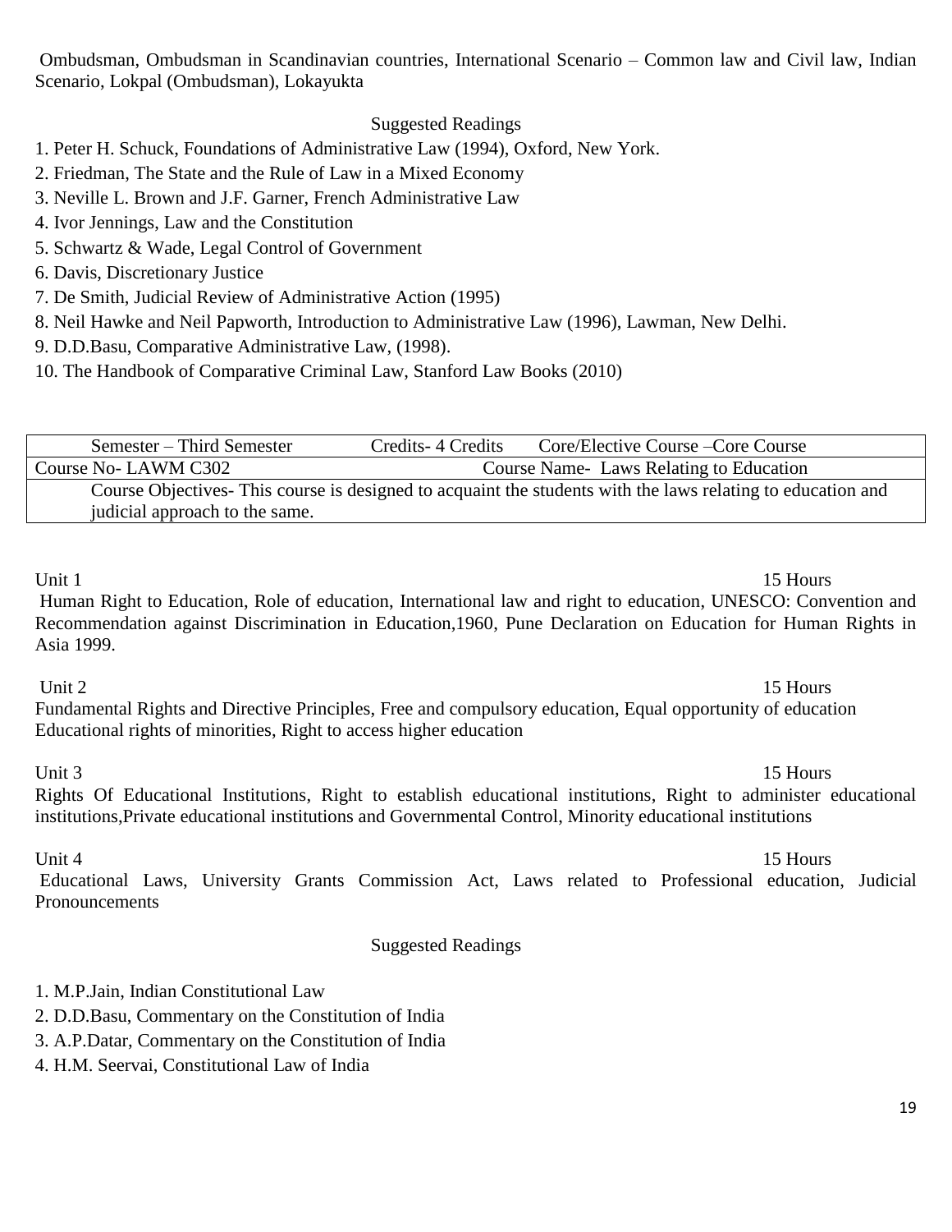Ombudsman, Ombudsman in Scandinavian countries, International Scenario – Common law and Civil law, Indian Scenario, Lokpal (Ombudsman), Lokayukta

Suggested Readings

1. Peter H. Schuck, Foundations of Administrative Law (1994), Oxford, New York.
2. Friedman, The State and the Rule of Law in a Mixed Economy
3. Neville L. Brown and J.F. Garner, French Administrative Law
4. Ivor Jennings, Law and the Constitution
5. Schwartz & Wade, Legal Control of Government
6. Davis, Discretionary Justice
7. De Smith, Judicial Review of Administrative Action (1995)
8. Neil Hawke and Neil Papworth, Introduction to Administrative Law (1996), Lawman, New Delhi.
9. D.D.Basu, Comparative Administrative Law, (1998).
10. The Handbook of Comparative Criminal Law, Stanford Law Books (2010)

| Semester – Third Semester | Credits- 4 Credits | Core/Elective Course –Core Course |
|---|---|---|
| Course No- LAWM C302 | | Course Name- Laws Relating to Education |
| Course Objectives- This course is designed to acquaint the students with the laws relating to education and judicial approach to the same. | | |

Unit 1 15 Hours

Human Right to Education, Role of education, International law and right to education, UNESCO: Convention and Recommendation against Discrimination in Education,1960, Pune Declaration on Education for Human Rights in Asia 1999.

Unit 2 15 Hours

Fundamental Rights and Directive Principles, Free and compulsory education, Equal opportunity of education Educational rights of minorities, Right to access higher education

Unit 3 15 Hours

Rights Of Educational Institutions, Right to establish educational institutions, Right to administer educational institutions,Private educational institutions and Governmental Control, Minority educational institutions

Unit 4 15 Hours

Educational Laws, University Grants Commission Act, Laws related to Professional education, Judicial Pronouncements

Suggested Readings

1. M.P.Jain, Indian Constitutional Law
2. D.D.Basu, Commentary on the Constitution of India
3. A.P.Datar, Commentary on the Constitution of India
4. H.M. Seervai, Constitutional Law of India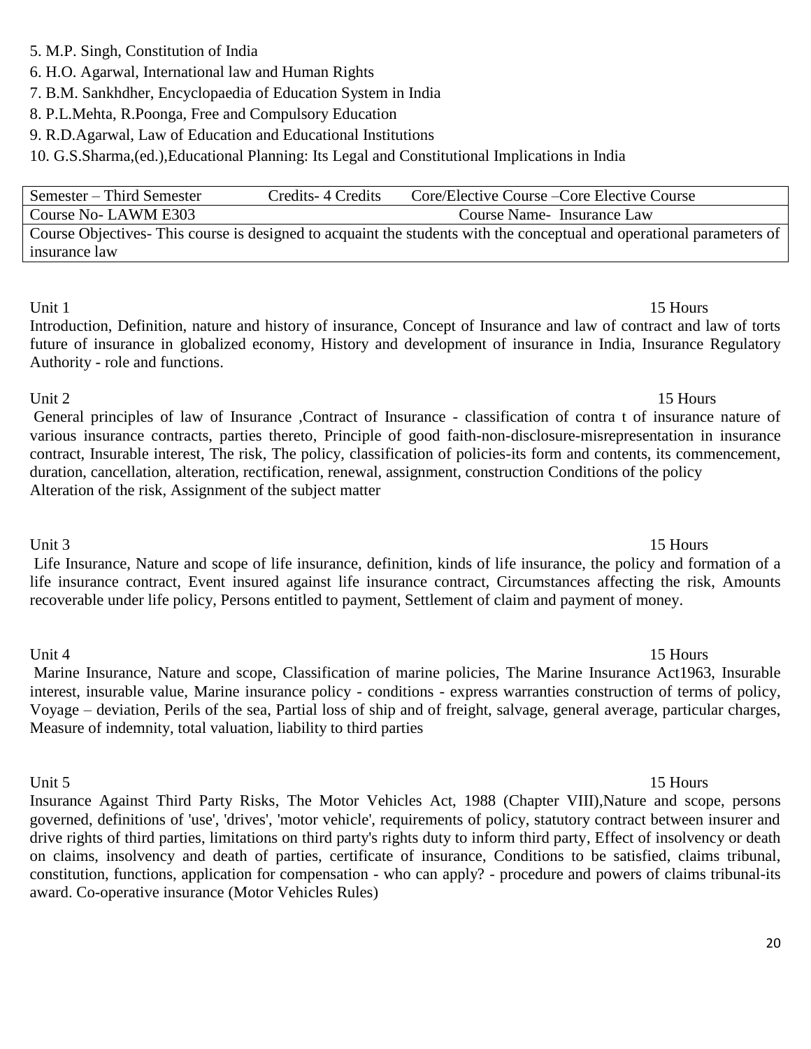5. M.P. Singh, Constitution of India
6. H.O. Agarwal, International law and Human Rights
7. B.M. Sankhdher, Encyclopaedia of Education System in India
8. P.L.Mehta, R.Poonga, Free and Compulsory Education
9. R.D.Agarwal, Law of Education and Educational Institutions
10. G.S.Sharma,(ed.),Educational Planning: Its Legal and Constitutional Implications in India

| Semester – Third Semester | Credits- 4 Credits | Core/Elective Course –Core Elective Course |
|---|---|---|
| Course No- LAWM E303 | | Course Name- Insurance Law |
| Course Objectives- This course is designed to acquaint the students with the conceptual and operational parameters of insurance law | | |

**Unit 1** — 15 Hours

Introduction, Definition, nature and history of insurance, Concept of Insurance and law of contract and law of torts future of insurance in globalized economy, History and development of insurance in India, Insurance Regulatory Authority - role and functions.

**Unit 2** — 15 Hours

General principles of law of Insurance ,Contract of Insurance - classification of contra t of insurance nature of various insurance contracts, parties thereto, Principle of good faith-non-disclosure-misrepresentation in insurance contract, Insurable interest, The risk, The policy, classification of policies-its form and contents, its commencement, duration, cancellation, alteration, rectification, renewal, assignment, construction Conditions of the policy
Alteration of the risk, Assignment of the subject matter

**Unit 3** — 15 Hours

Life Insurance, Nature and scope of life insurance, definition, kinds of life insurance, the policy and formation of a life insurance contract, Event insured against life insurance contract, Circumstances affecting the risk, Amounts recoverable under life policy, Persons entitled to payment, Settlement of claim and payment of money.

**Unit 4** — 15 Hours

Marine Insurance, Nature and scope, Classification of marine policies, The Marine Insurance Act1963, Insurable interest, insurable value, Marine insurance policy - conditions - express warranties construction of terms of policy, Voyage – deviation, Perils of the sea, Partial loss of ship and of freight, salvage, general average, particular charges, Measure of indemnity, total valuation, liability to third parties

**Unit 5** — 15 Hours

Insurance Against Third Party Risks, The Motor Vehicles Act, 1988 (Chapter VIII),Nature and scope, persons governed, definitions of 'use', 'drives', 'motor vehicle', requirements of policy, statutory contract between insurer and drive rights of third parties, limitations on third party's rights duty to inform third party, Effect of insolvency or death on claims, insolvency and death of parties, certificate of insurance, Conditions to be satisfied, claims tribunal, constitution, functions, application for compensation - who can apply? - procedure and powers of claims tribunal-its award. Co-operative insurance (Motor Vehicles Rules)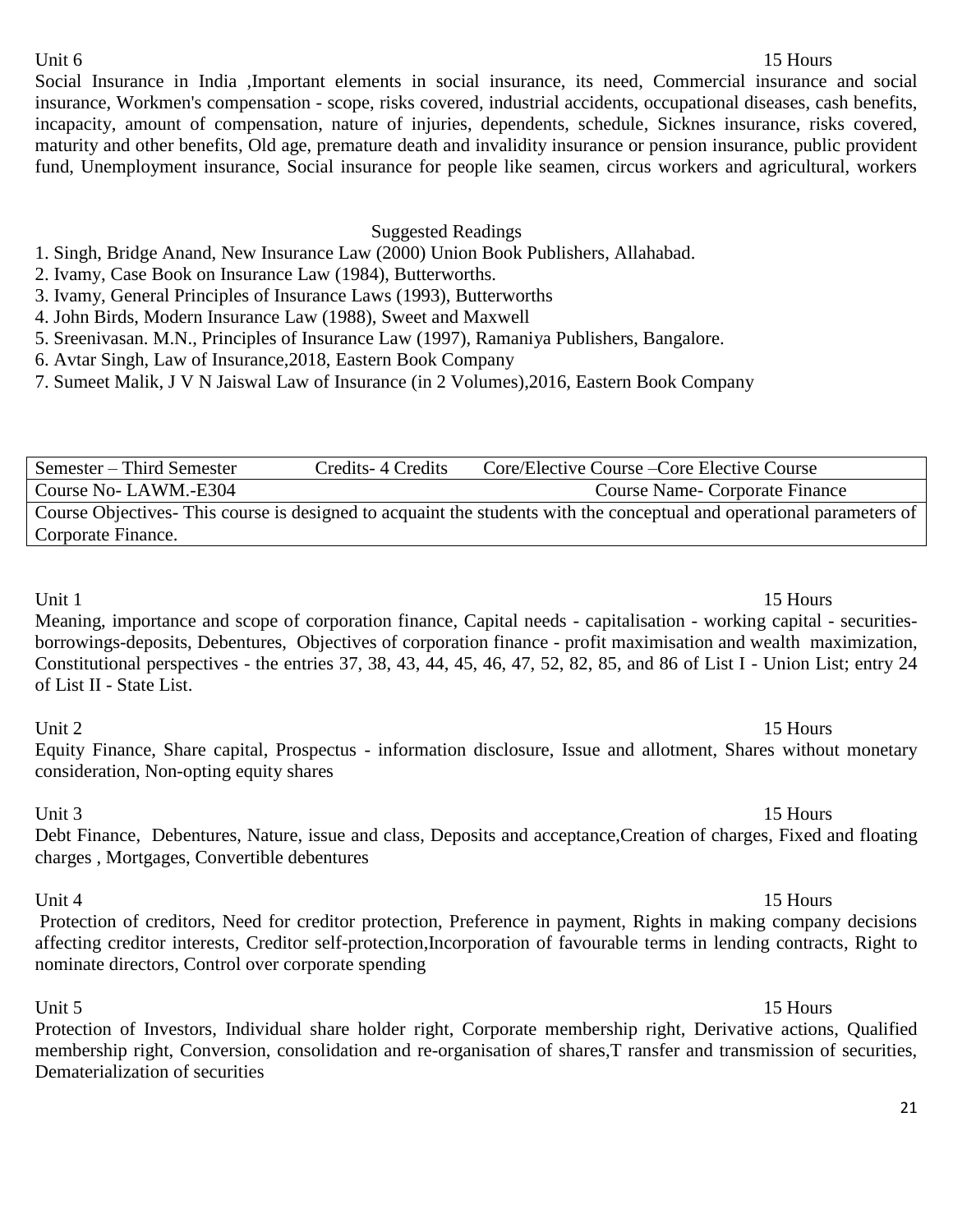Unit 6 15 Hours

Social Insurance in India ,Important elements in social insurance, its need, Commercial insurance and social insurance, Workmen's compensation - scope, risks covered, industrial accidents, occupational diseases, cash benefits, incapacity, amount of compensation, nature of injuries, dependents, schedule, Sicknes insurance, risks covered, maturity and other benefits, Old age, premature death and invalidity insurance or pension insurance, public provident fund, Unemployment insurance, Social insurance for people like seamen, circus workers and agricultural, workers

Suggested Readings

1. Singh, Bridge Anand, New Insurance Law (2000) Union Book Publishers, Allahabad.
2. Ivamy, Case Book on Insurance Law (1984), Butterworths.
3. Ivamy, General Principles of Insurance Laws (1993), Butterworths
4. John Birds, Modern Insurance Law (1988), Sweet and Maxwell
5. Sreenivasan. M.N., Principles of Insurance Law (1997), Ramaniya Publishers, Bangalore.
6. Avtar Singh, Law of Insurance,2018, Eastern Book Company
7. Sumeet Malik, J V N Jaiswal Law of Insurance (in 2 Volumes),2016, Eastern Book Company

| Semester – Third Semester | Credits- 4 Credits | Core/Elective Course –Core Elective Course |
|---|---|---|
| Course No- LAWM.-E304 | | Course Name- Corporate Finance |
| Course Objectives- This course is designed to acquaint the students with the conceptual and operational parameters of Corporate Finance. | | |

Unit 1 15 Hours

Meaning, importance and scope of corporation finance, Capital needs - capitalisation - working capital - securities-borrowings-deposits, Debentures, Objectives of corporation finance - profit maximisation and wealth maximization, Constitutional perspectives - the entries 37, 38, 43, 44, 45, 46, 47, 52, 82, 85, and 86 of List I - Union List; entry 24 of List II - State List.

Unit 2 15 Hours

Equity Finance, Share capital, Prospectus - information disclosure, Issue and allotment, Shares without monetary consideration, Non-opting equity shares

Unit 3 15 Hours

Debt Finance, Debentures, Nature, issue and class, Deposits and acceptance,Creation of charges, Fixed and floating charges , Mortgages, Convertible debentures

Unit 4 15 Hours

Protection of creditors, Need for creditor protection, Preference in payment, Rights in making company decisions affecting creditor interests, Creditor self-protection,Incorporation of favourable terms in lending contracts, Right to nominate directors, Control over corporate spending

Unit 5 15 Hours

Protection of Investors, Individual share holder right, Corporate membership right, Derivative actions, Qualified membership right, Conversion, consolidation and re-organisation of shares,T ransfer and transmission of securities, Dematerialization of securities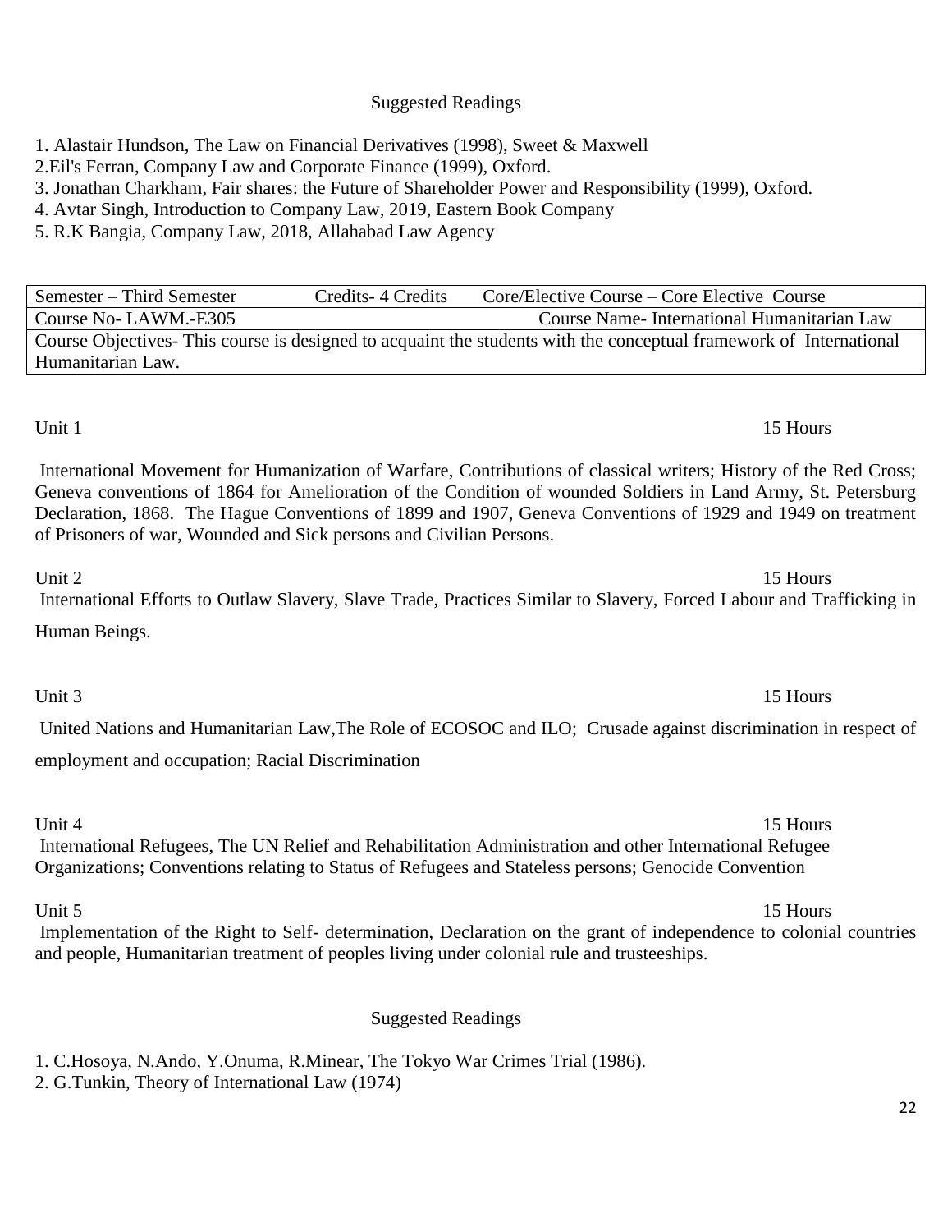## Suggested Readings

1. Alastair Hundson, The Law on Financial Derivatives (1998), Sweet & Maxwell
2. Eil's Ferran, Company Law and Corporate Finance (1999), Oxford.
3. Jonathan Charkham, Fair shares: the Future of Shareholder Power and Responsibility (1999), Oxford.
4. Avtar Singh, Introduction to Company Law, 2019, Eastern Book Company
5. R.K Bangia, Company Law, 2018, Allahabad Law Agency

| Semester – Third Semester | Credits- 4 Credits | Core/Elective Course – Core Elective Course |
|---|---|---|
| Course No- LAWM.-E305 | | Course Name- International Humanitarian Law |
| Course Objectives- This course is designed to acquaint the students with the conceptual framework of International Humanitarian Law. | | |

**Unit 1** — 15 Hours

International Movement for Humanization of Warfare, Contributions of classical writers; History of the Red Cross; Geneva conventions of 1864 for Amelioration of the Condition of wounded Soldiers in Land Army, St. Petersburg Declaration, 1868. The Hague Conventions of 1899 and 1907, Geneva Conventions of 1929 and 1949 on treatment of Prisoners of war, Wounded and Sick persons and Civilian Persons.

**Unit 2** — 15 Hours

International Efforts to Outlaw Slavery, Slave Trade, Practices Similar to Slavery, Forced Labour and Trafficking in Human Beings.

**Unit 3** — 15 Hours

United Nations and Humanitarian Law,The Role of ECOSOC and ILO; Crusade against discrimination in respect of employment and occupation; Racial Discrimination

**Unit 4** — 15 Hours

International Refugees, The UN Relief and Rehabilitation Administration and other International Refugee Organizations; Conventions relating to Status of Refugees and Stateless persons; Genocide Convention

**Unit 5** — 15 Hours

Implementation of the Right to Self- determination, Declaration on the grant of independence to colonial countries and people, Humanitarian treatment of peoples living under colonial rule and trusteeships.

## Suggested Readings

1. C.Hosoya, N.Ando, Y.Onuma, R.Minear, The Tokyo War Crimes Trial (1986).
2. G.Tunkin, Theory of International Law (1974)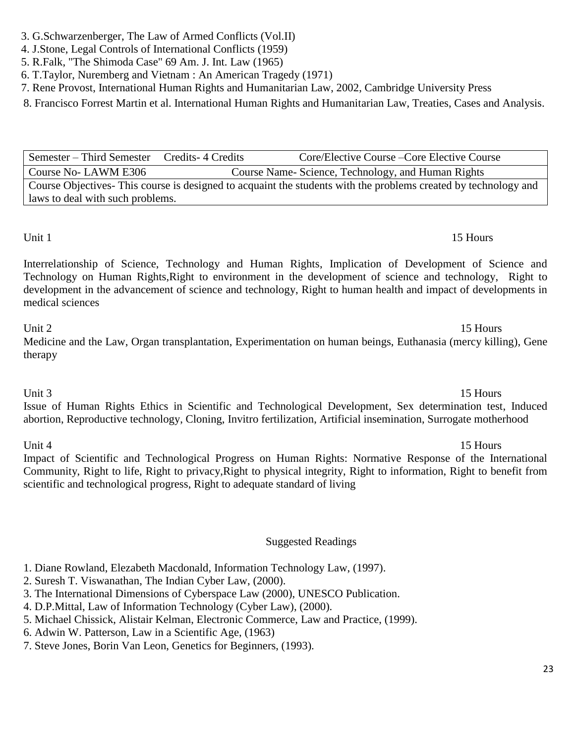3. G.Schwarzenberger, The Law of Armed Conflicts (Vol.II)
4. J.Stone, Legal Controls of International Conflicts (1959)
5. R.Falk, "The Shimoda Case" 69 Am. J. Int. Law (1965)
6. T.Taylor, Nuremberg and Vietnam : An American Tragedy (1971)
7. Rene Provost, International Human Rights and Humanitarian Law, 2002, Cambridge University Press
8. Francisco Forrest Martin et al. International Human Rights and Humanitarian Law, Treaties, Cases and Analysis.

| Semester – Third Semester | Credits- 4 Credits | Core/Elective Course –Core Elective Course |
|---|---|---|
| Course No- LAWM E306 | Course Name- Science, Technology, and Human Rights | |
| Course Objectives- This course is designed to acquaint the students with the problems created by technology and laws to deal with such problems. | | |

Unit 1 15 Hours

Interrelationship of Science, Technology and Human Rights, Implication of Development of Science and Technology on Human Rights,Right to environment in the development of science and technology, Right to development in the advancement of science and technology, Right to human health and impact of developments in medical sciences

Unit 2 15 Hours

Medicine and the Law, Organ transplantation, Experimentation on human beings, Euthanasia (mercy killing), Gene therapy

Unit 3 15 Hours

Issue of Human Rights Ethics in Scientific and Technological Development, Sex determination test, Induced abortion, Reproductive technology, Cloning, Invitro fertilization, Artificial insemination, Surrogate motherhood

Unit 4 15 Hours

Impact of Scientific and Technological Progress on Human Rights: Normative Response of the International Community, Right to life, Right to privacy,Right to physical integrity, Right to information, Right to benefit from scientific and technological progress, Right to adequate standard of living

Suggested Readings

1. Diane Rowland, Elezabeth Macdonald, Information Technology Law, (1997).
2. Suresh T. Viswanathan, The Indian Cyber Law, (2000).
3. The International Dimensions of Cyberspace Law (2000), UNESCO Publication.
4. D.P.Mittal, Law of Information Technology (Cyber Law), (2000).
5. Michael Chissick, Alistair Kelman, Electronic Commerce, Law and Practice, (1999).
6. Adwin W. Patterson, Law in a Scientific Age, (1963)
7. Steve Jones, Borin Van Leon, Genetics for Beginners, (1993).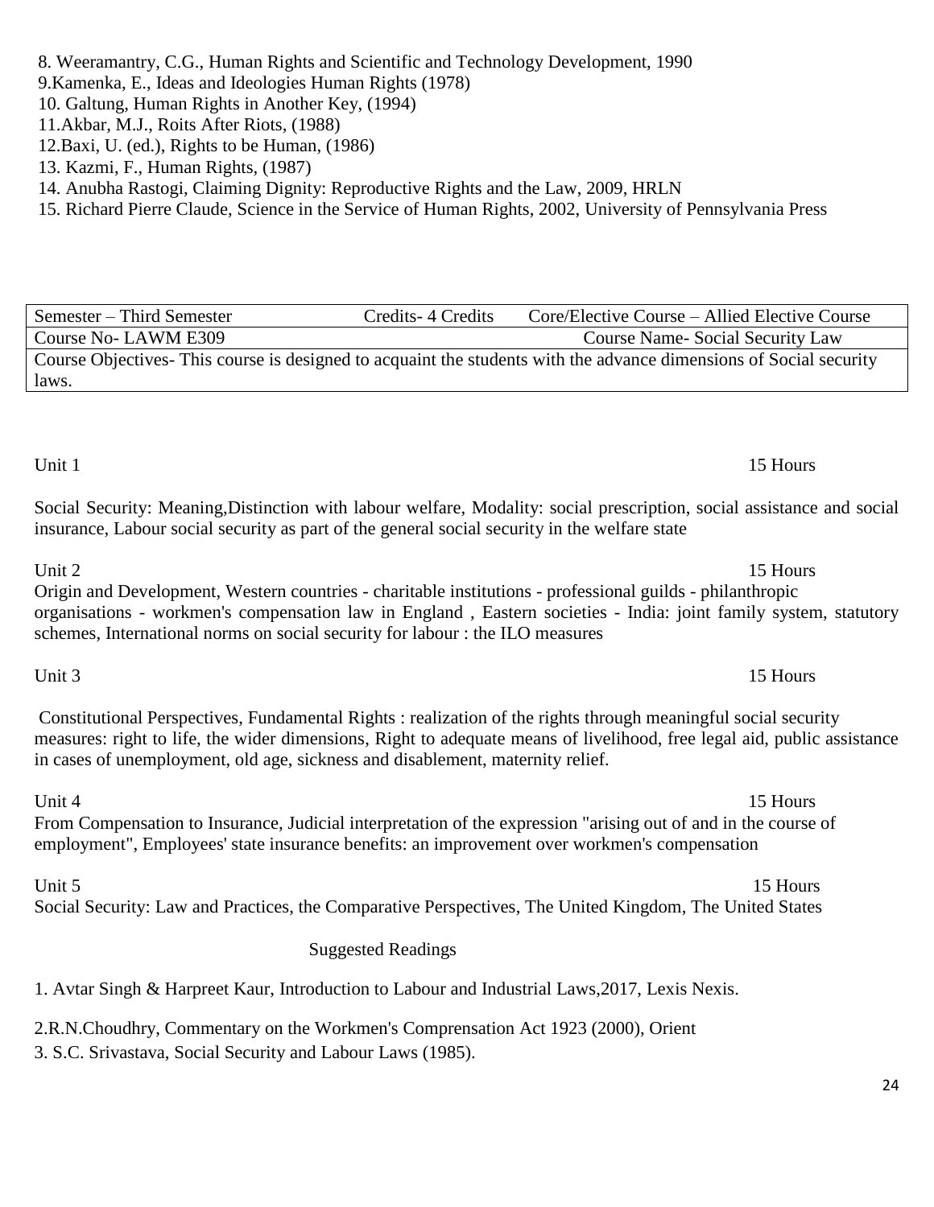8. Weeramantry, C.G., Human Rights and Scientific and Technology Development, 1990
9. Kamenka, E., Ideas and Ideologies Human Rights (1978)
10. Galtung, Human Rights in Another Key, (1994)
11. Akbar, M.J., Roits After Riots, (1988)
12. Baxi, U. (ed.), Rights to be Human, (1986)
13. Kazmi, F., Human Rights, (1987)
14. Anubha Rastogi, Claiming Dignity: Reproductive Rights and the Law, 2009, HRLN
15. Richard Pierre Claude, Science in the Service of Human Rights, 2002, University of Pennsylvania Press

| Semester – Third Semester | Credits- 4 Credits | Core/Elective Course – Allied Elective Course |
|---|---|---|
| Course No- LAWM E309 | | Course Name- Social Security Law |
| Course Objectives- This course is designed to acquaint the students with the advance dimensions of Social security laws. | | |

Unit 1 — 15 Hours

Social Security: Meaning,Distinction with labour welfare, Modality: social prescription, social assistance and social insurance, Labour social security as part of the general social security in the welfare state

Unit 2 — 15 Hours

Origin and Development, Western countries - charitable institutions - professional guilds - philanthropic organisations - workmen's compensation law in England , Eastern societies - India: joint family system, statutory schemes, International norms on social security for labour : the ILO measures

Unit 3 — 15 Hours

Constitutional Perspectives, Fundamental Rights : realization of the rights through meaningful social security measures: right to life, the wider dimensions, Right to adequate means of livelihood, free legal aid, public assistance in cases of unemployment, old age, sickness and disablement, maternity relief.

Unit 4 — 15 Hours

From Compensation to Insurance, Judicial interpretation of the expression "arising out of and in the course of employment", Employees' state insurance benefits: an improvement over workmen's compensation

Unit 5 — 15 Hours

Social Security: Law and Practices, the Comparative Perspectives, The United Kingdom, The United States

Suggested Readings

1. Avtar Singh & Harpreet Kaur, Introduction to Labour and Industrial Laws,2017, Lexis Nexis.
2. R.N.Choudhry, Commentary on the Workmen's Comprensation Act 1923 (2000), Orient
3. S.C. Srivastava, Social Security and Labour Laws (1985).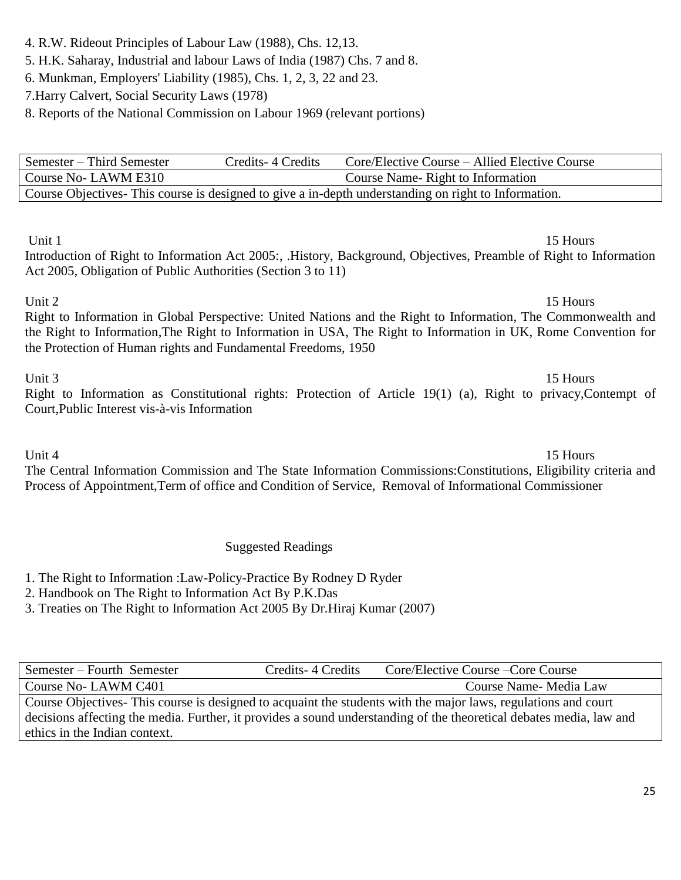4. R.W. Rideout Principles of Labour Law (1988), Chs. 12,13.
5. H.K. Saharay, Industrial and labour Laws of India (1987) Chs. 7 and 8.
6. Munkman, Employers' Liability (1985), Chs. 1, 2, 3, 22 and 23.
7.Harry Calvert, Social Security Laws (1978)
8. Reports of the National Commission on Labour 1969 (relevant portions)

| Semester – Third Semester | Credits- 4 Credits | Core/Elective Course – Allied Elective Course |
|---|---|---|
| Course No- LAWM E310 | | Course Name- Right to Information |
| Course Objectives- This course is designed to give a in-depth understanding on right to Information. | | |

Unit 1 15 Hours

Introduction of Right to Information Act 2005:, .History, Background, Objectives, Preamble of Right to Information Act 2005, Obligation of Public Authorities (Section 3 to 11)

Unit 2 15 Hours

Right to Information in Global Perspective: United Nations and the Right to Information, The Commonwealth and the Right to Information,The Right to Information in USA, The Right to Information in UK, Rome Convention for the Protection of Human rights and Fundamental Freedoms, 1950

Unit 3 15 Hours

Right to Information as Constitutional rights: Protection of Article 19(1) (a), Right to privacy,Contempt of Court,Public Interest vis-à-vis Information

Unit 4 15 Hours

The Central Information Commission and The State Information Commissions:Constitutions, Eligibility criteria and Process of Appointment,Term of office and Condition of Service, Removal of Informational Commissioner

Suggested Readings

1. The Right to Information :Law-Policy-Practice By Rodney D Ryder
2. Handbook on The Right to Information Act By P.K.Das
3. Treaties on The Right to Information Act 2005 By Dr.Hiraj Kumar (2007)

| Semester – Fourth Semester | Credits- 4 Credits | Core/Elective Course –Core Course |
|---|---|---|
| Course No- LAWM C401 | | Course Name- Media Law |
| Course Objectives- This course is designed to acquaint the students with the major laws, regulations and court decisions affecting the media. Further, it provides a sound understanding of the theoretical debates media, law and ethics in the Indian context. | | |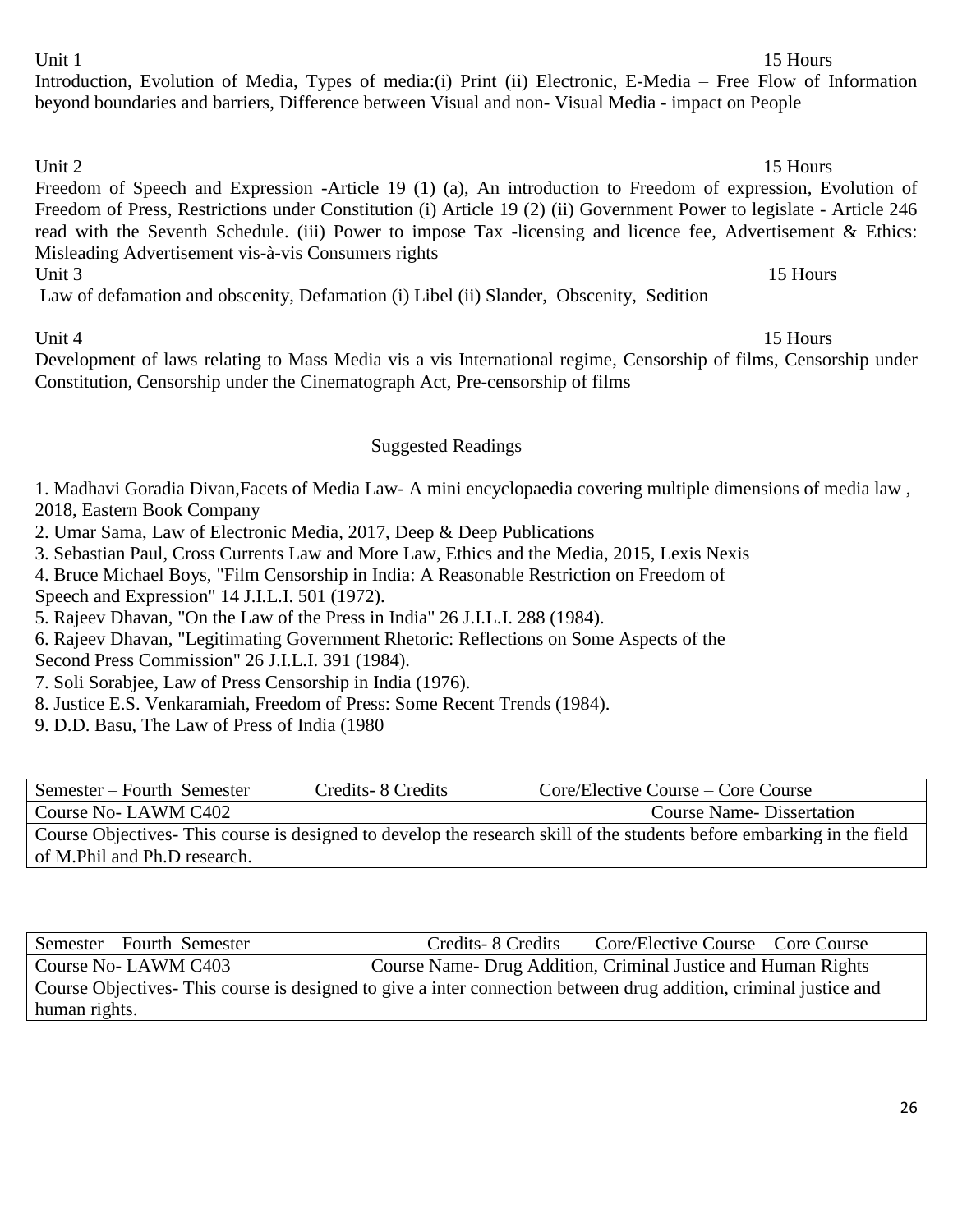Unit 1 15 Hours

Introduction, Evolution of Media, Types of media:(i) Print (ii) Electronic, E-Media – Free Flow of Information beyond boundaries and barriers, Difference between Visual and non- Visual Media - impact on People

Unit 2 15 Hours

Freedom of Speech and Expression -Article 19 (1) (a), An introduction to Freedom of expression, Evolution of Freedom of Press, Restrictions under Constitution (i) Article 19 (2) (ii) Government Power to legislate - Article 246 read with the Seventh Schedule. (iii) Power to impose Tax -licensing and licence fee, Advertisement & Ethics: Misleading Advertisement vis-à-vis Consumers rights

Unit 3 15 Hours

Law of defamation and obscenity, Defamation (i) Libel (ii) Slander, Obscenity, Sedition

Unit 4 15 Hours

Development of laws relating to Mass Media vis a vis International regime, Censorship of films, Censorship under Constitution, Censorship under the Cinematograph Act, Pre-censorship of films

Suggested Readings

1. Madhavi Goradia Divan,Facets of Media Law- A mini encyclopaedia covering multiple dimensions of media law , 2018, Eastern Book Company
2. Umar Sama, Law of Electronic Media, 2017, Deep & Deep Publications
3. Sebastian Paul, Cross Currents Law and More Law, Ethics and the Media, 2015, Lexis Nexis
4. Bruce Michael Boys, "Film Censorship in India: A Reasonable Restriction on Freedom of Speech and Expression" 14 J.I.L.I. 501 (1972).
5. Rajeev Dhavan, "On the Law of the Press in India" 26 J.I.L.I. 288 (1984).
6. Rajeev Dhavan, "Legitimating Government Rhetoric: Reflections on Some Aspects of the Second Press Commission" 26 J.I.L.I. 391 (1984).
7. Soli Sorabjee, Law of Press Censorship in India (1976).
8. Justice E.S. Venkaramiah, Freedom of Press: Some Recent Trends (1984).
9. D.D. Basu, The Law of Press of India (1980

| Semester – Fourth Semester | Credits- 8 Credits | Core/Elective Course – Core Course |
|---|---|---|
| Course No- LAWM C402 | | Course Name- Dissertation |
| Course Objectives- This course is designed to develop the research skill of the students before embarking in the field of M.Phil and Ph.D research. | | |

| Semester – Fourth Semester | Credits- 8 Credits | Core/Elective Course – Core Course |
|---|---|---|
| Course No- LAWM C403 | Course Name- Drug Addition, Criminal Justice and Human Rights | |
| Course Objectives- This course is designed to give a inter connection between drug addition, criminal justice and human rights. | | |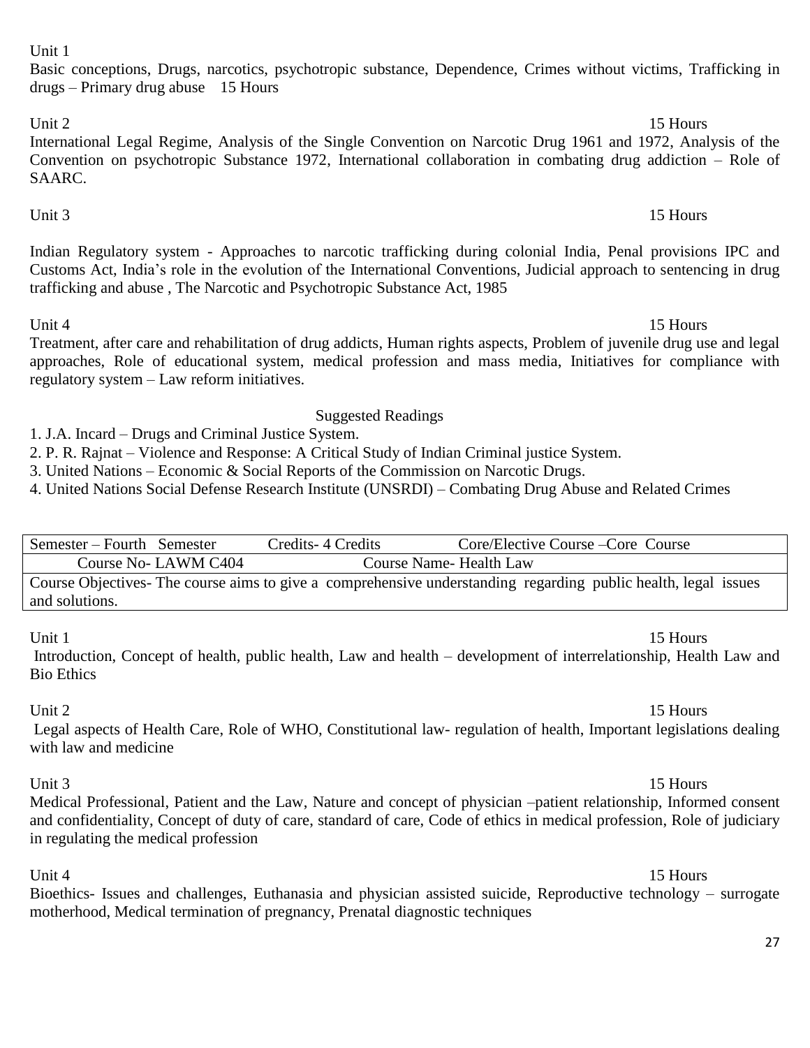Unit 1

Basic conceptions, Drugs, narcotics, psychotropic substance, Dependence, Crimes without victims, Trafficking in drugs – Primary drug abuse 15 Hours

Unit 2 15 Hours

International Legal Regime, Analysis of the Single Convention on Narcotic Drug 1961 and 1972, Analysis of the Convention on psychotropic Substance 1972, International collaboration in combating drug addiction – Role of SAARC.

Unit 3 15 Hours

Indian Regulatory system - Approaches to narcotic trafficking during colonial India, Penal provisions IPC and Customs Act, India's role in the evolution of the International Conventions, Judicial approach to sentencing in drug trafficking and abuse , The Narcotic and Psychotropic Substance Act, 1985

Unit 4 15 Hours

Treatment, after care and rehabilitation of drug addicts, Human rights aspects, Problem of juvenile drug use and legal approaches, Role of educational system, medical profession and mass media, Initiatives for compliance with regulatory system – Law reform initiatives.

Suggested Readings

1. J.A. Incard – Drugs and Criminal Justice System.
2. P. R. Rajnat – Violence and Response: A Critical Study of Indian Criminal justice System.
3. United Nations – Economic & Social Reports of the Commission on Narcotic Drugs.
4. United Nations Social Defense Research Institute (UNSRDI) – Combating Drug Abuse and Related Crimes

| Semester – Fourth Semester | Credits- 4 Credits | Core/Elective Course –Core Course |
|---|---|---|
| Course No- LAWM C404 | Course Name- Health Law | |
| Course Objectives- The course aims to give a comprehensive understanding regarding public health, legal issues and solutions. | | |

Unit 1 15 Hours

Introduction, Concept of health, public health, Law and health – development of interrelationship, Health Law and Bio Ethics

Unit 2 15 Hours

Legal aspects of Health Care, Role of WHO, Constitutional law- regulation of health, Important legislations dealing with law and medicine

Unit 3 15 Hours

Medical Professional, Patient and the Law, Nature and concept of physician –patient relationship, Informed consent and confidentiality, Concept of duty of care, standard of care, Code of ethics in medical profession, Role of judiciary in regulating the medical profession

Unit 4 15 Hours

Bioethics- Issues and challenges, Euthanasia and physician assisted suicide, Reproductive technology – surrogate motherhood, Medical termination of pregnancy, Prenatal diagnostic techniques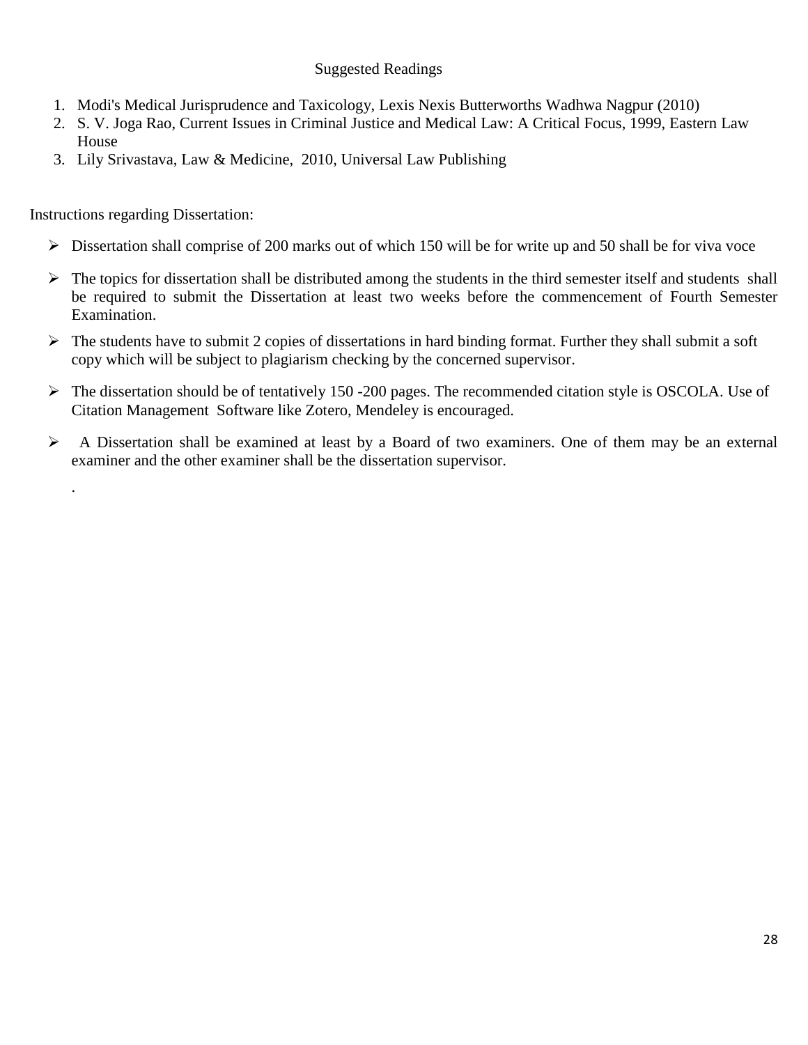Suggested Readings

1. Modi's Medical Jurisprudence and Taxicology, Lexis Nexis Butterworths Wadhwa Nagpur (2010)
2. S. V. Joga Rao, Current Issues in Criminal Justice and Medical Law: A Critical Focus, 1999, Eastern Law House
3. Lily Srivastava, Law & Medicine, 2010, Universal Law Publishing

Instructions regarding Dissertation:

- Dissertation shall comprise of 200 marks out of which 150 will be for write up and 50 shall be for viva voce
- The topics for dissertation shall be distributed among the students in the third semester itself and students shall be required to submit the Dissertation at least two weeks before the commencement of Fourth Semester Examination.
- The students have to submit 2 copies of dissertations in hard binding format. Further they shall submit a soft copy which will be subject to plagiarism checking by the concerned supervisor.
- The dissertation should be of tentatively 150 -200 pages. The recommended citation style is OSCOLA. Use of Citation Management Software like Zotero, Mendeley is encouraged.
- A Dissertation shall be examined at least by a Board of two examiners. One of them may be an external examiner and the other examiner shall be the dissertation supervisor.

.